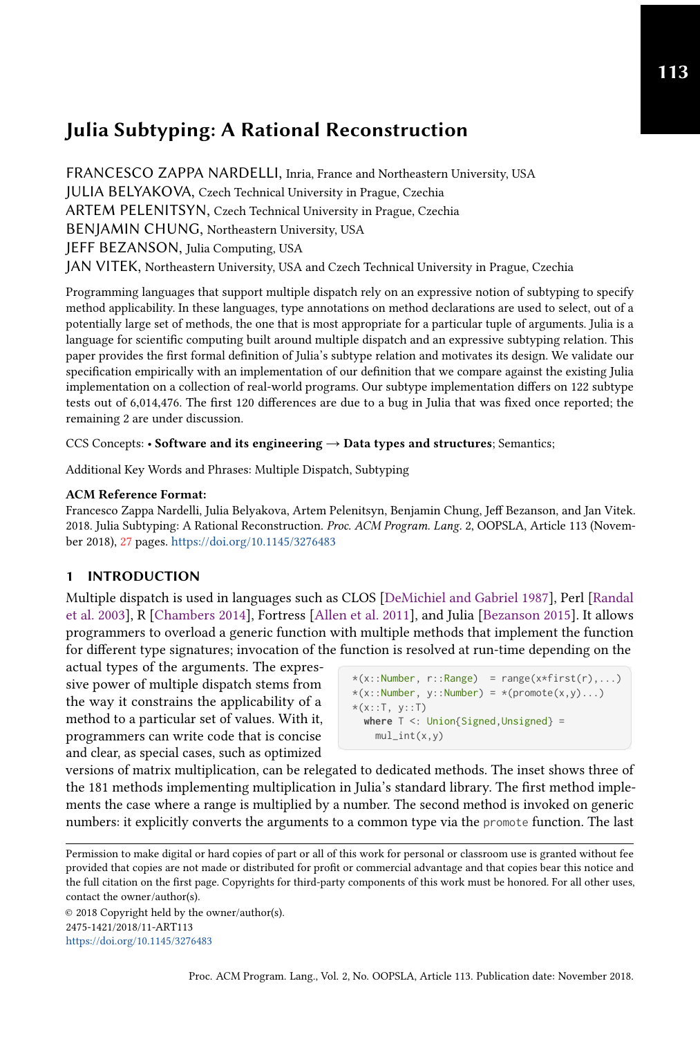# Julia Subtyping: A Rational Reconstruction

FRANCESCO ZAPPA NARDELLI, Inria, France and Northeastern University, USA
JULIA BELYAKOVA, Czech Technical University in Prague, Czechia
ARTEM PELENITSYN, Czech Technical University in Prague, Czechia
BENJAMIN CHUNG, Northeastern University, USA
JEFF BEZANSON, Julia Computing, USA
JAN VITEK, Northeastern University, USA and Czech Technical University in Prague, Czechia

Programming languages that support multiple dispatch rely on an expressive notion of subtyping to specify method applicability. In these languages, type annotations on method declarations are used to select, out of a potentially large set of methods, the one that is most appropriate for a particular tuple of arguments. Julia is a language for scientific computing built around multiple dispatch and an expressive subtyping relation. This paper provides the first formal definition of Julia's subtype relation and motivates its design. We validate our specification empirically with an implementation of our definition that we compare against the existing Julia implementation on a collection of real-world programs. Our subtype implementation differs on 122 subtype tests out of 6,014,476. The first 120 differences are due to a bug in Julia that was fixed once reported; the remaining 2 are under discussion.

CCS Concepts: • **Software and its engineering → Data types and structures**; Semantics;

Additional Key Words and Phrases: Multiple Dispatch, Subtyping

**ACM Reference Format:**
Francesco Zappa Nardelli, Julia Belyakova, Artem Pelenitsyn, Benjamin Chung, Jeff Bezanson, and Jan Vitek. 2018. Julia Subtyping: A Rational Reconstruction. *Proc. ACM Program. Lang.* 2, OOPSLA, Article 113 (November 2018), 27 pages. https://doi.org/10.1145/3276483

## 1 INTRODUCTION

Multiple dispatch is used in languages such as CLOS [DeMichiel and Gabriel 1987], Perl [Randal et al. 2003], R [Chambers 2014], Fortress [Allen et al. 2011], and Julia [Bezanson 2015]. It allows programmers to overload a generic function with multiple methods that implement the function for different type signatures; invocation of the function is resolved at run-time depending on the actual types of the arguments. The expressive power of multiple dispatch stems from the way it constrains the applicability of a method to a particular set of values. With it, programmers can write code that is concise and clear, as special cases, such as optimized versions of matrix multiplication, can be relegated to dedicated methods. The inset shows three of the 181 methods implementing multiplication in Julia's standard library. The first method implements the case where a range is multiplied by a number. The second method is invoked on generic numbers: it explicitly converts the arguments to a common type via the `promote` function. The last

```
*(x::Number, r::Range)  = range(x*first(r),...)
*(x::Number, y::Number) = *(promote(x,y)...)
*(x::T, y::T)
  where T <: Union{Signed,Unsigned} =
    mul_int(x,y)
```

Permission to make digital or hard copies of part or all of this work for personal or classroom use is granted without fee provided that copies are not made or distributed for profit or commercial advantage and that copies bear this notice and the full citation on the first page. Copyrights for third-party components of this work must be honored. For all other uses, contact the owner/author(s).
© 2018 Copyright held by the owner/author(s).
2475-1421/2018/11-ART113
https://doi.org/10.1145/3276483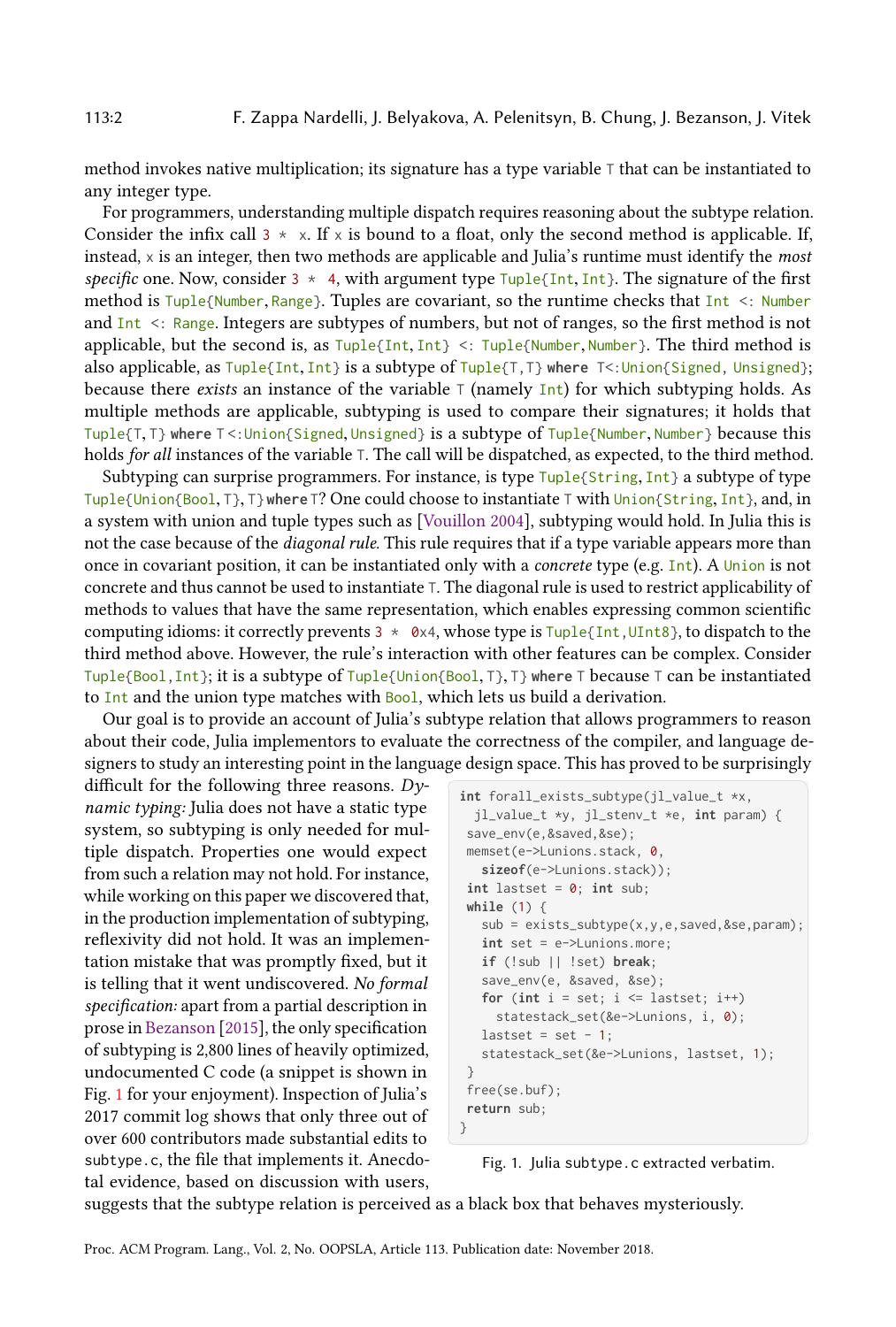method invokes native multiplication; its signature has a type variable `T` that can be instantiated to any integer type.

For programmers, understanding multiple dispatch requires reasoning about the subtype relation. Consider the infix call `3 * x`. If `x` is bound to a float, only the second method is applicable. If, instead, `x` is an integer, then two methods are applicable and Julia's runtime must identify the *most specific* one. Now, consider `3 * 4`, with argument type `Tuple{Int, Int}`. The signature of the first method is `Tuple{Number, Range}`. Tuples are covariant, so the runtime checks that `Int <: Number` and `Int <: Range`. Integers are subtypes of numbers, but not of ranges, so the first method is not applicable, but the second is, as `Tuple{Int, Int} <: Tuple{Number, Number}`. The third method is also applicable, as `Tuple{Int, Int}` is a subtype of `Tuple{T, T} where T<:Union{Signed, Unsigned}`; because there *exists* an instance of the variable `T` (namely `Int`) for which subtyping holds. As multiple methods are applicable, subtyping is used to compare their signatures; it holds that `Tuple{T, T} where T<:Union{Signed, Unsigned}` is a subtype of `Tuple{Number, Number}` because this holds *for all* instances of the variable `T`. The call will be dispatched, as expected, to the third method.

Subtyping can surprise programmers. For instance, is type `Tuple{String, Int}` a subtype of type `Tuple{Union{Bool, T}, T} where T`? One could choose to instantiate `T` with `Union{String, Int}`, and, in a system with union and tuple types such as [Vouillon 2004], subtyping would hold. In Julia this is not the case because of the *diagonal rule*. This rule requires that if a type variable appears more than once in covariant position, it can be instantiated only with a *concrete* type (e.g. `Int`). A `Union` is not concrete and thus cannot be used to instantiate `T`. The diagonal rule is used to restrict applicability of methods to values that have the same representation, which enables expressing common scientific computing idioms: it correctly prevents `3 * 0x4`, whose type is `Tuple{Int, UInt8}`, to dispatch to the third method above. However, the rule's interaction with other features can be complex. Consider `Tuple{Bool, Int}`; it is a subtype of `Tuple{Union{Bool, T}, T} where T` because `T` can be instantiated to `Int` and the union type matches with `Bool`, which lets us build a derivation.

Our goal is to provide an account of Julia's subtype relation that allows programmers to reason about their code, Julia implementors to evaluate the correctness of the compiler, and language designers to study an interesting point in the language design space. This has proved to be surprisingly difficult for the following three reasons. *Dynamic typing:* Julia does not have a static type system, so subtyping is only needed for multiple dispatch. Properties one would expect from such a relation may not hold. For instance, while working on this paper we discovered that, in the production implementation of subtyping, reflexivity did not hold. It was an implementation mistake that was promptly fixed, but it is telling that it went undiscovered. *No formal specification:* apart from a partial description in prose in Bezanson [2015], the only specification of subtyping is 2,800 lines of heavily optimized, undocumented C code (a snippet is shown in Fig. 1 for your enjoyment). Inspection of Julia's 2017 commit log shows that only three out of over 600 contributors made substantial edits to `subtype.c`, the file that implements it. Anecdotal evidence, based on discussion with users, suggests that the subtype relation is perceived as a black box that behaves mysteriously.

```
int forall_exists_subtype(jl_value_t *x,
  jl_value_t *y, jl_stenv_t *e, int param) {
 save_env(e,&saved,&se);
 memset(e->Lunions.stack, 0,
   sizeof(e->Lunions.stack));
 int lastset = 0; int sub;
 while (1) {
   sub = exists_subtype(x,y,e,saved,&se,param);
   int set = e->Lunions.more;
   if (!sub || !set) break;
   save_env(e, &saved, &se);
   for (int i = set; i <= lastset; i++)
     statestack_set(&e->Lunions, i, 0);
   lastset = set - 1;
   statestack_set(&e->Lunions, lastset, 1);
 }
 free(se.buf);
 return sub;
}
```

Fig. 1. Julia `subtype.c` extracted verbatim.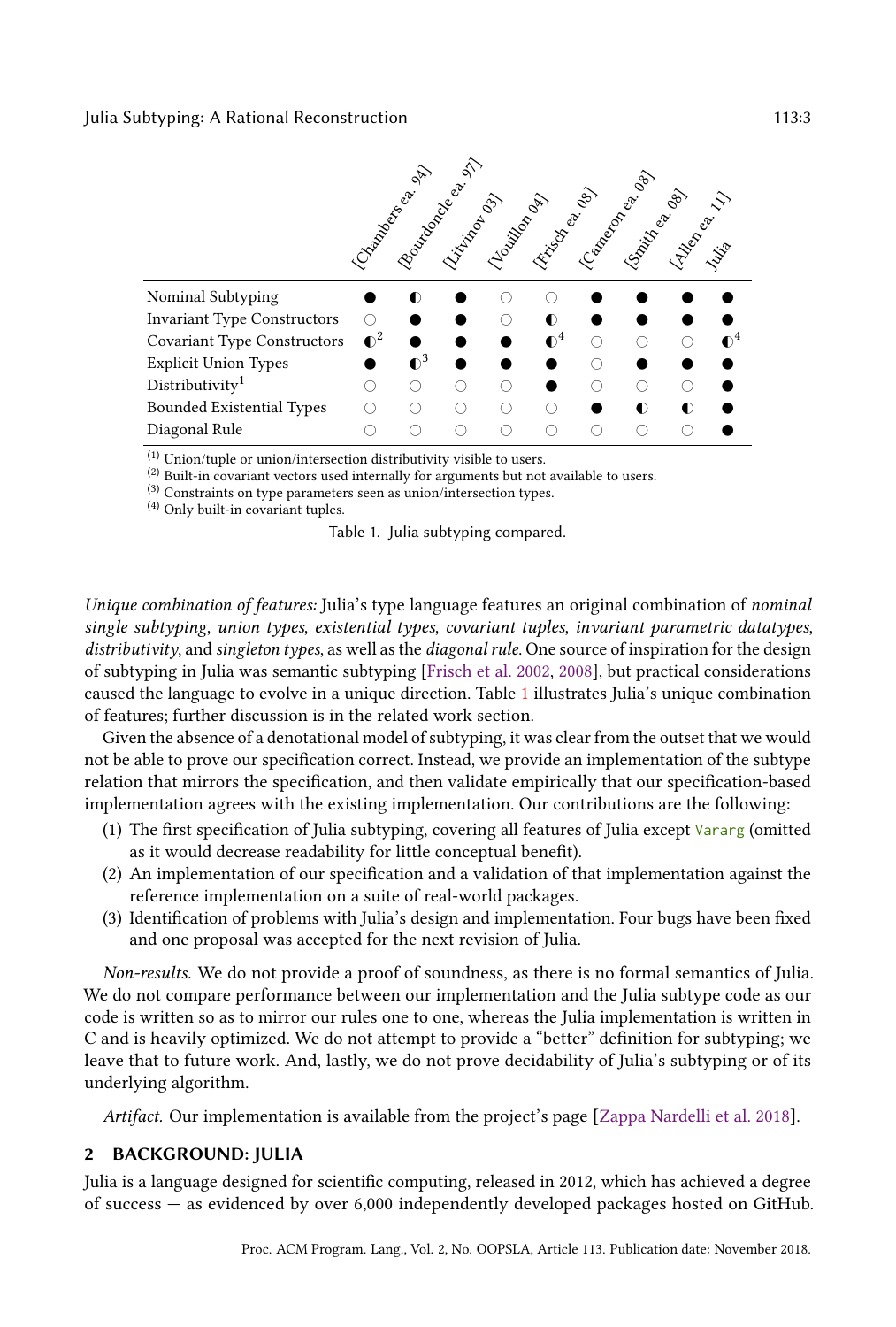| | [Chambers ea. 94] | [Bourdoncle ea. 97] | [Litvinov 03] | [Vouillon 04] | [Frisch ea. 08] | [Cameron ea. 08] | [Smith ea. 08] | [Allen ea. 11] | Julia |
|---|---|---|---|---|---|---|---|---|---|
| Nominal Subtyping | ● | ◐ | ● | ○ | ○ | ● | ● | ● | ● |
| Invariant Type Constructors | ○ | ● | ● | ○ | ◐ | ● | ● | ● | ● |
| Covariant Type Constructors | ◐[2] | ● | ● | ● | ◐[4] | ○ | ○ | ○ | ◐[4] |
| Explicit Union Types | ● | ◐[3] | ● | ● | ● | ○ | ● | ● | ● |
| Distributivity[1] | ○ | ○ | ○ | ○ | ● | ○ | ○ | ○ | ● |
| Bounded Existential Types | ○ | ○ | ○ | ○ | ○ | ● | ◐ | ◐ | ● |
| Diagonal Rule | ○ | ○ | ○ | ○ | ○ | ○ | ○ | ○ | ● |

(1) Union/tuple or union/intersection distributivity visible to users.
(2) Built-in covariant vectors used internally for arguments but not available to users.
(3) Constraints on type parameters seen as union/intersection types.
(4) Only built-in covariant tuples.

Table 1. Julia subtyping compared.

*Unique combination of features:* Julia's type language features an original combination of *nominal single subtyping*, *union types*, *existential types*, *covariant tuples*, *invariant parametric datatypes*, *distributivity*, and *singleton types*, as well as the *diagonal rule*. One source of inspiration for the design of subtyping in Julia was semantic subtyping [Frisch et al. 2002, 2008], but practical considerations caused the language to evolve in a unique direction. Table 1 illustrates Julia's unique combination of features; further discussion is in the related work section.

Given the absence of a denotational model of subtyping, it was clear from the outset that we would not be able to prove our specification correct. Instead, we provide an implementation of the subtype relation that mirrors the specification, and then validate empirically that our specification-based implementation agrees with the existing implementation. Our contributions are the following:

1. The first specification of Julia subtyping, covering all features of Julia except `Vararg` (omitted as it would decrease readability for little conceptual benefit).
2. An implementation of our specification and a validation of that implementation against the reference implementation on a suite of real-world packages.
3. Identification of problems with Julia's design and implementation. Four bugs have been fixed and one proposal was accepted for the next revision of Julia.

*Non-results.* We do not provide a proof of soundness, as there is no formal semantics of Julia. We do not compare performance between our implementation and the Julia subtype code as our code is written so as to mirror our rules one to one, whereas the Julia implementation is written in C and is heavily optimized. We do not attempt to provide a "better" definition for subtyping; we leave that to future work. And, lastly, we do not prove decidability of Julia's subtyping or of its underlying algorithm.

*Artifact.* Our implementation is available from the project's page [Zappa Nardelli et al. 2018].

## 2 BACKGROUND: JULIA

Julia is a language designed for scientific computing, released in 2012, which has achieved a degree of success — as evidenced by over 6,000 independently developed packages hosted on GitHub.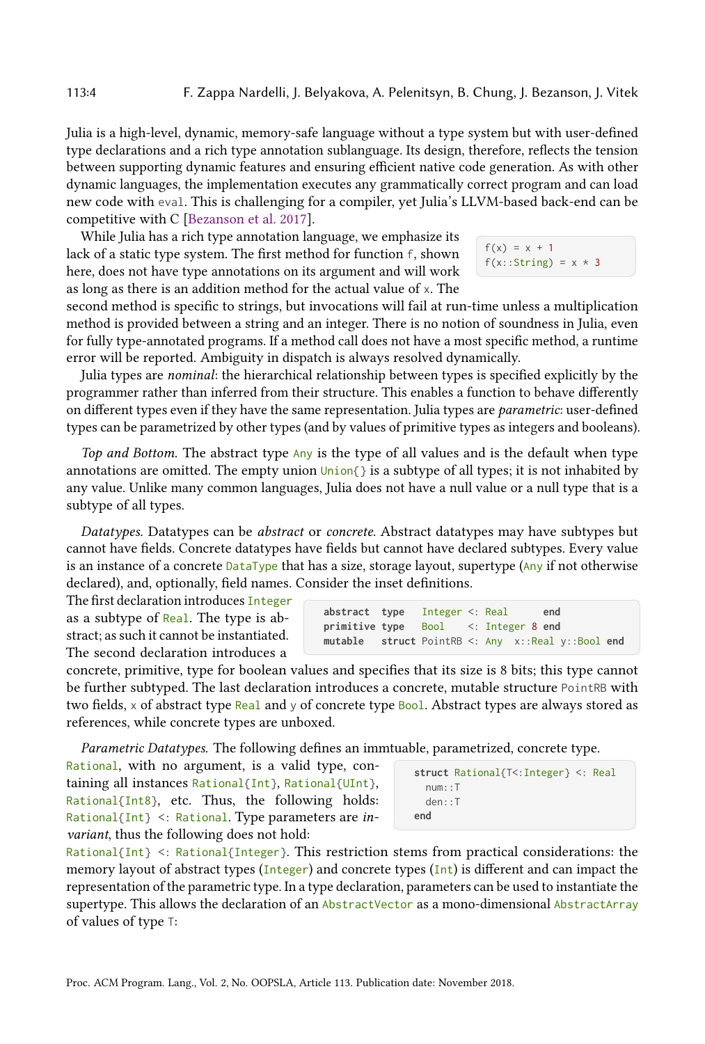Julia is a high-level, dynamic, memory-safe language without a type system but with user-defined type declarations and a rich type annotation sublanguage. Its design, therefore, reflects the tension between supporting dynamic features and ensuring efficient native code generation. As with other dynamic languages, the implementation executes any grammatically correct program and can load new code with `eval`. This is challenging for a compiler, yet Julia's LLVM-based back-end can be competitive with C [Bezanson et al. 2017].

While Julia has a rich type annotation language, we emphasize its lack of a static type system. The first method for function `f`, shown here, does not have type annotations on its argument and will work as long as there is an addition method for the actual value of `x`. The second method is specific to strings, but invocations will fail at run-time unless a multiplication method is provided between a string and an integer. There is no notion of soundness in Julia, even for fully type-annotated programs. If a method call does not have a most specific method, a runtime error will be reported. Ambiguity in dispatch is always resolved dynamically.

```
f(x) = x + 1
f(x::String) = x * 3
```

Julia types are *nominal*: the hierarchical relationship between types is specified explicitly by the programmer rather than inferred from their structure. This enables a function to behave differently on different types even if they have the same representation. Julia types are *parametric*: user-defined types can be parametrized by other types (and by values of primitive types as integers and booleans).

*Top and Bottom.* The abstract type `Any` is the type of all values and is the default when type annotations are omitted. The empty union `Union{}` is a subtype of all types; it is not inhabited by any value. Unlike many common languages, Julia does not have a null value or a null type that is a subtype of all types.

*Datatypes.* Datatypes can be *abstract* or *concrete*. Abstract datatypes may have subtypes but cannot have fields. Concrete datatypes have fields but cannot have declared subtypes. Every value is an instance of a concrete `DataType` that has a size, storage layout, supertype (`Any` if not otherwise declared), and, optionally, field names. Consider the inset definitions.

```
abstract  type   Integer <: Real      end
primitive type   Bool    <: Integer 8 end
mutable   struct PointRB <: Any   x::Real y::Bool end
```

The first declaration introduces `Integer` as a subtype of `Real`. The type is abstract; as such it cannot be instantiated. The second declaration introduces a concrete, primitive, type for boolean values and specifies that its size is 8 bits; this type cannot be further subtyped. The last declaration introduces a concrete, mutable structure `PointRB` with two fields, `x` of abstract type `Real` and `y` of concrete type `Bool`. Abstract types are always stored as references, while concrete types are unboxed.

*Parametric Datatypes.* The following defines an immtuable, parametrized, concrete type. `Rational`, with no argument, is a valid type, containing all instances `Rational{Int}`, `Rational{UInt}`, `Rational{Int8}`, etc. Thus, the following holds: `Rational{Int} <: Rational`. Type parameters are *invariant*, thus the following does not hold: `Rational{Int} <: Rational{Integer}`. This restriction stems from practical considerations: the memory layout of abstract types (`Integer`) and concrete types (`Int`) is different and can impact the representation of the parametric type. In a type declaration, parameters can be used to instantiate the supertype. This allows the declaration of an `AbstractVector` as a mono-dimensional `AbstractArray` of values of type `T`:

```
struct Rational{T<:Integer} <: Real
  num::T
  den::T
end
```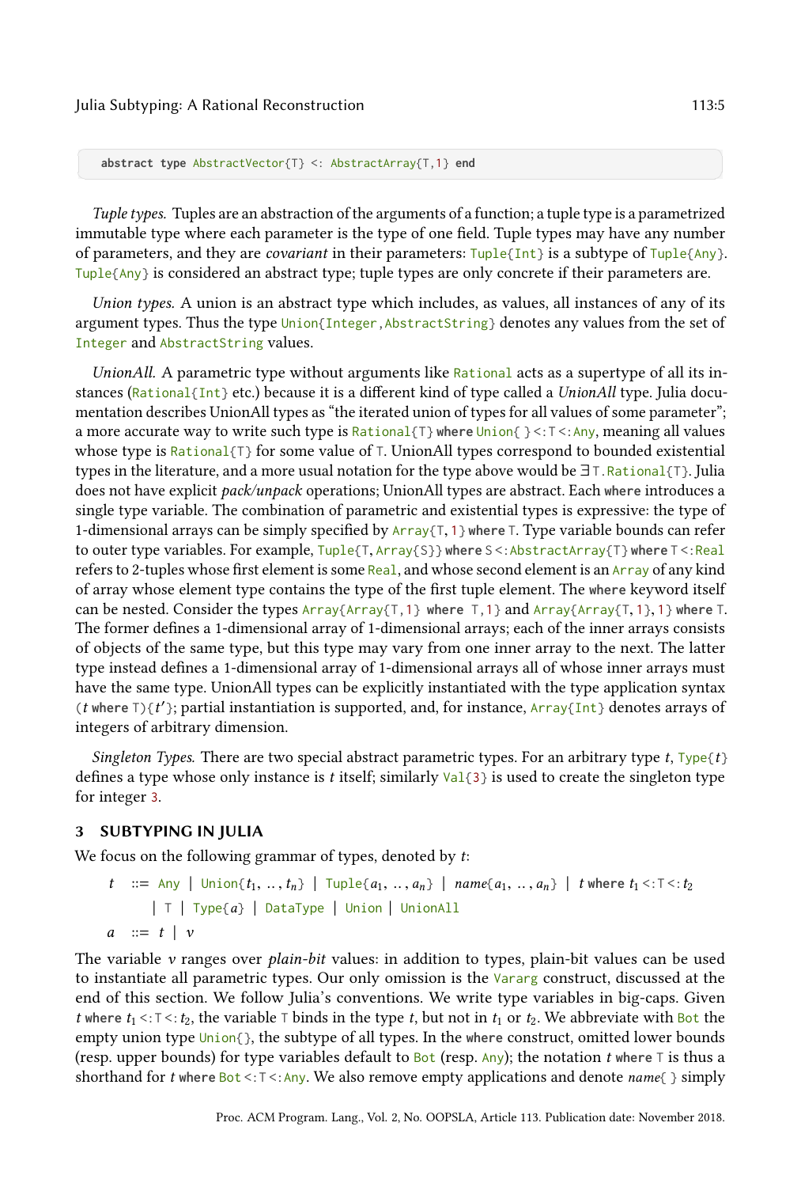```
abstract type AbstractVector{T} <: AbstractArray{T,1} end
```

*Tuple types.* Tuples are an abstraction of the arguments of a function; a tuple type is a parametrized immutable type where each parameter is the type of one field. Tuple types may have any number of parameters, and they are *covariant* in their parameters: `Tuple{Int}` is a subtype of `Tuple{Any}`. `Tuple{Any}` is considered an abstract type; tuple types are only concrete if their parameters are.

*Union types.* A union is an abstract type which includes, as values, all instances of any of its argument types. Thus the type `Union{Integer,AbstractString}` denotes any values from the set of `Integer` and `AbstractString` values.

*UnionAll.* A parametric type without arguments like `Rational` acts as a supertype of all its instances (`Rational{Int}` etc.) because it is a different kind of type called a *UnionAll* type. Julia documentation describes UnionAll types as "the iterated union of types for all values of some parameter"; a more accurate way to write such type is `Rational{T} where Union{} <: T <: Any`, meaning all values whose type is `Rational{T}` for some value of `T`. UnionAll types correspond to bounded existential types in the literature, and a more usual notation for the type above would be $\exists$ `T.Rational{T}`. Julia does not have explicit *pack/unpack* operations; UnionAll types are abstract. Each `where` introduces a single type variable. The combination of parametric and existential types is expressive: the type of 1-dimensional arrays can be simply specified by `Array{T,1} where T`. Type variable bounds can refer to outer type variables. For example, `Tuple{T, Array{S}} where S <: AbstractArray{T} where T <: Real` refers to 2-tuples whose first element is some `Real`, and whose second element is an `Array` of any kind of array whose element type contains the type of the first tuple element. The `where` keyword itself can be nested. Consider the types `Array{Array{T,1} where T,1}` and `Array{Array{T,1},1} where T`. The former defines a 1-dimensional array of 1-dimensional arrays; each of the inner arrays consists of objects of the same type, but this type may vary from one inner array to the next. The latter type instead defines a 1-dimensional array of 1-dimensional arrays all of whose inner arrays must have the same type. UnionAll types can be explicitly instantiated with the type application syntax `(`$t$ `where T){`$t'$`}`; partial instantiation is supported, and, for instance, `Array{Int}` denotes arrays of integers of arbitrary dimension.

*Singleton Types.* There are two special abstract parametric types. For an arbitrary type $t$, `Type{`$t$`}` defines a type whose only instance is $t$ itself; similarly `Val{3}` is used to create the singleton type for integer `3`.

## 3 SUBTYPING IN JULIA

We focus on the following grammar of types, denoted by $t$:

$$
\begin{aligned}
t \quad &::= \texttt{Any} \mid \texttt{Union}\{t_1, \ldots, t_n\} \mid \texttt{Tuple}\{a_1, \ldots, a_n\} \mid name\{a_1, \ldots, a_n\} \mid t \ \texttt{where}\ t_1 \texttt{<:T<:} t_2 \\
&\quad\mid \texttt{T} \mid \texttt{Type}\{a\} \mid \texttt{DataType} \mid \texttt{Union} \mid \texttt{UnionAll} \\
a \quad &::= t \mid v
\end{aligned}
$$

The variable $v$ ranges over *plain-bit* values: in addition to types, plain-bit values can be used to instantiate all parametric types. Our only omission is the `Vararg` construct, discussed at the end of this section. We follow Julia's conventions. We write type variables in big-caps. Given $t$ `where` $t_1$ `<: T <:` $t_2$, the variable `T` binds in the type $t$, but not in $t_1$ or $t_2$. We abbreviate with `Bot` the empty union type `Union{}`, the subtype of all types. In the `where` construct, omitted lower bounds (resp. upper bounds) for type variables default to `Bot` (resp. `Any`); the notation $t$ `where T` is thus a shorthand for $t$ `where Bot <: T <: Any`. We also remove empty applications and denote $name$`{ }` simply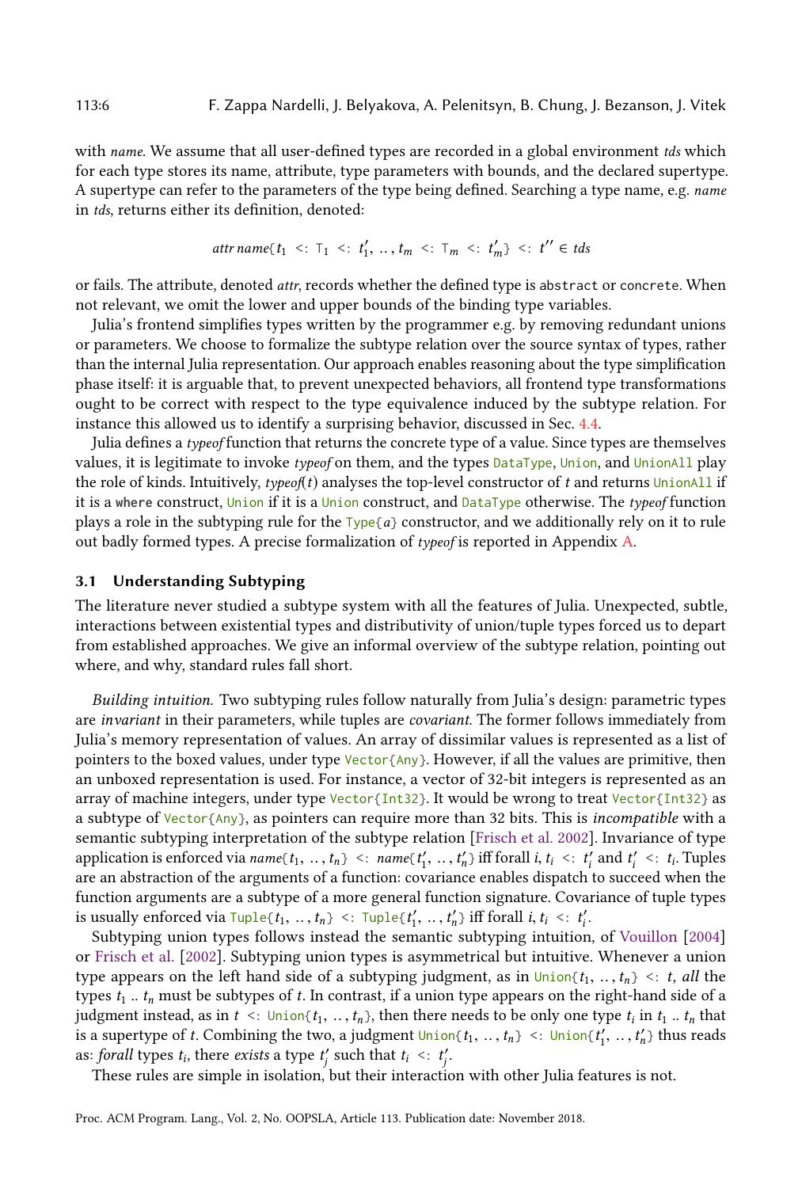with *name*. We assume that all user-defined types are recorded in a global environment *tds* which for each type stores its name, attribute, type parameters with bounds, and the declared supertype. A supertype can refer to the parameters of the type being defined. Searching a type name, e.g. *name* in *tds*, returns either its definition, denoted:

$$attr\ name\{t_1\ \texttt{<:}\ \mathrm{T}_1\ \texttt{<:}\ t'_1,\ ..,\ t_m\ \texttt{<:}\ \mathrm{T}_m\ \texttt{<:}\ t'_m\}\ \texttt{<:}\ t'' \in tds$$

or fails. The attribute, denoted *attr*, records whether the defined type is `abstract` or `concrete`. When not relevant, we omit the lower and upper bounds of the binding type variables.

Julia's frontend simplifies types written by the programmer e.g. by removing redundant unions or parameters. We choose to formalize the subtype relation over the source syntax of types, rather than the internal Julia representation. Our approach enables reasoning about the type simplification phase itself: it is arguable that, to prevent unexpected behaviors, all frontend type transformations ought to be correct with respect to the type equivalence induced by the subtype relation. For instance this allowed us to identify a surprising behavior, discussed in Sec. 4.4.

Julia defines a *typeof* function that returns the concrete type of a value. Since types are themselves values, it is legitimate to invoke *typeof* on them, and the types `DataType`, `Union`, and `UnionAll` play the role of kinds. Intuitively, *typeof*($t$) analyses the top-level constructor of $t$ and returns `UnionAll` if it is a **where** construct, `Union` if it is a `Union` construct, and `DataType` otherwise. The *typeof* function plays a role in the subtyping rule for the `Type{`$a$`}` constructor, and we additionally rely on it to rule out badly formed types. A precise formalization of *typeof* is reported in Appendix A.

### 3.1 Understanding Subtyping

The literature never studied a subtype system with all the features of Julia. Unexpected, subtle, interactions between existential types and distributivity of union/tuple types forced us to depart from established approaches. We give an informal overview of the subtype relation, pointing out where, and why, standard rules fall short.

*Building intuition.* Two subtyping rules follow naturally from Julia's design: parametric types are *invariant* in their parameters, while tuples are *covariant*. The former follows immediately from Julia's memory representation of values. An array of dissimilar values is represented as a list of pointers to the boxed values, under type `Vector{Any}`. However, if all the values are primitive, then an unboxed representation is used. For instance, a vector of 32-bit integers is represented as an array of machine integers, under type `Vector{Int32}`. It would be wrong to treat `Vector{Int32}` as a subtype of `Vector{Any}`, as pointers can require more than 32 bits. This is *incompatible* with a semantic subtyping interpretation of the subtype relation [Frisch et al. 2002]. Invariance of type application is enforced via $name\{t_1,\ ..,\ t_n\}\ \texttt{<:}\ name\{t'_1,\ ..,\ t'_n\}$ iff forall $i$, $t_i\ \texttt{<:}\ t'_i$ and $t'_i\ \texttt{<:}\ t_i$. Tuples are an abstraction of the arguments of a function: covariance enables dispatch to succeed when the function arguments are a subtype of a more general function signature. Covariance of tuple types is usually enforced via `Tuple{`$t_1,\ ..,\ t_n$`}` `<:` `Tuple{`$t'_1,\ ..,\ t'_n$`}` iff forall $i$, $t_i\ \texttt{<:}\ t'_i$.

Subtyping union types follows instead the semantic subtyping intuition, of Vouillon [2004] or Frisch et al. [2002]. Subtyping union types is asymmetrical but intuitive. Whenever a union type appears on the left hand side of a subtyping judgment, as in `Union{`$t_1,\ ..,\ t_n$`}` `<:` $t$, *all* the types $t_1\ ..\ t_n$ must be subtypes of $t$. In contrast, if a union type appears on the right-hand side of a judgment instead, as in $t$ `<:` `Union{`$t_1,\ ..,\ t_n$`}`, then there needs to be only one type $t_i$ in $t_1\ ..\ t_n$ that is a supertype of $t$. Combining the two, a judgment `Union{`$t_1,\ ..,\ t_n$`}` `<:` `Union{`$t'_1,\ ..,\ t'_n$`}` thus reads as: *forall* types $t_i$, there *exists* a type $t'_j$ such that $t_i\ \texttt{<:}\ t'_j$.

These rules are simple in isolation, but their interaction with other Julia features is not.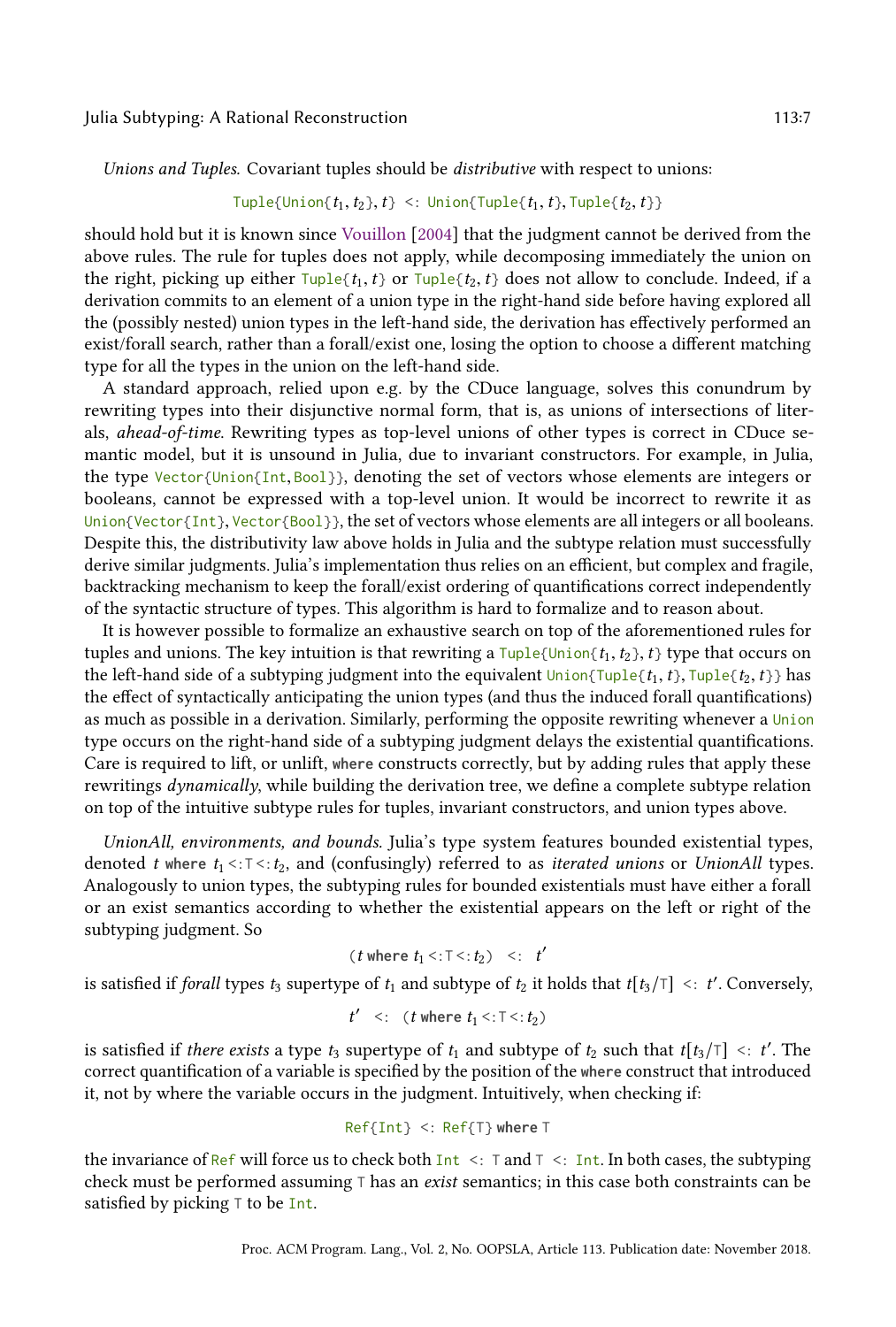*Unions and Tuples.* Covariant tuples should be *distributive* with respect to unions:

$$\texttt{Tuple\{Union\{}t_1, t_2\texttt{\}}, t\texttt{\}} \; <: \; \texttt{Union\{Tuple\{}t_1, t\texttt{\}}, \texttt{Tuple\{}t_2, t\texttt{\}\}}$$

should hold but it is known since Vouillon [2004] that the judgment cannot be derived from the above rules. The rule for tuples does not apply, while decomposing immediately the union on the right, picking up either `Tuple{`$t_1, t$`}` or `Tuple{`$t_2, t$`}` does not allow to conclude. Indeed, if a derivation commits to an element of a union type in the right-hand side before having explored all the (possibly nested) union types in the left-hand side, the derivation has effectively performed an exist/forall search, rather than a forall/exist one, losing the option to choose a different matching type for all the types in the union on the left-hand side.

A standard approach, relied upon e.g. by the CDuce language, solves this conundrum by rewriting types into their disjunctive normal form, that is, as unions of intersections of literals, *ahead-of-time*. Rewriting types as top-level unions of other types is correct in CDuce semantic model, but it is unsound in Julia, due to invariant constructors. For example, in Julia, the type `Vector{Union{Int,Bool}}`, denoting the set of vectors whose elements are integers or booleans, cannot be expressed with a top-level union. It would be incorrect to rewrite it as `Union{Vector{Int}, Vector{Bool}}`, the set of vectors whose elements are all integers or all booleans. Despite this, the distributivity law above holds in Julia and the subtype relation must successfully derive similar judgments. Julia's implementation thus relies on an efficient, but complex and fragile, backtracking mechanism to keep the forall/exist ordering of quantifications correct independently of the syntactic structure of types. This algorithm is hard to formalize and to reason about.

It is however possible to formalize an exhaustive search on top of the aforementioned rules for tuples and unions. The key intuition is that rewriting a `Tuple{Union{`$t_1, t_2$`}, `$t$`}` type that occurs on the left-hand side of a subtyping judgment into the equivalent `Union{Tuple{`$t_1, t$`}, Tuple{`$t_2, t$`}}` has the effect of syntactically anticipating the union types (and thus the induced forall quantifications) as much as possible in a derivation. Similarly, performing the opposite rewriting whenever a `Union` type occurs on the right-hand side of a subtyping judgment delays the existential quantifications. Care is required to lift, or unlift, **where** constructs correctly, but by adding rules that apply these rewritings *dynamically*, while building the derivation tree, we define a complete subtype relation on top of the intuitive subtype rules for tuples, invariant constructors, and union types above.

*UnionAll, environments, and bounds.* Julia's type system features bounded existential types, denoted $t$ **where** $t_1$ <: T <: $t_2$, and (confusingly) referred to as *iterated unions* or *UnionAll* types. Analogously to union types, the subtyping rules for bounded existentials must have either a forall or an exist semantics according to whether the existential appears on the left or right of the subtyping judgment. So

$$(t \;\textbf{where}\; t_1 <: \texttt{T} <: t_2) \;\; <: \;\; t'$$

is satisfied if *forall* types $t_3$ supertype of $t_1$ and subtype of $t_2$ it holds that $t[t_3/\texttt{T}] \; <: \; t'$. Conversely,

$$t' \;\; <: \;\; (t \;\textbf{where}\; t_1 <: \texttt{T} <: t_2)$$

is satisfied if *there exists* a type $t_3$ supertype of $t_1$ and subtype of $t_2$ such that $t[t_3/\texttt{T}] \; <: \; t'$. The correct quantification of a variable is specified by the position of the **where** construct that introduced it, not by where the variable occurs in the judgment. Intuitively, when checking if:

```
Ref{Int} <: Ref{T} where T
```

the invariance of `Ref` will force us to check both `Int <: T` and `T <: Int`. In both cases, the subtyping check must be performed assuming `T` has an *exist* semantics; in this case both constraints can be satisfied by picking `T` to be `Int`.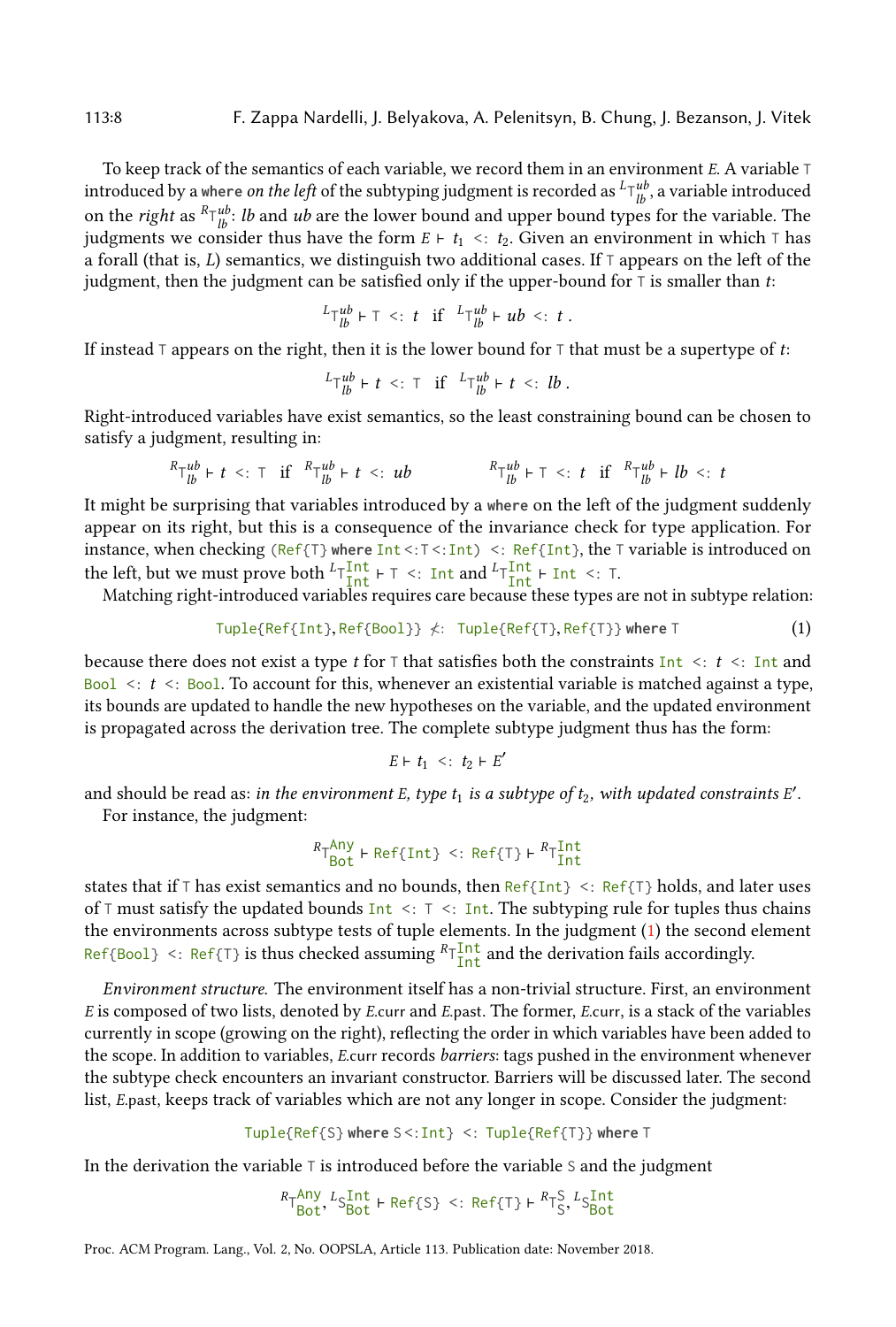To keep track of the semantics of each variable, we record them in an environment $E$. A variable `T` introduced by a `where` *on the left* of the subtyping judgment is recorded as ${}^{L}\mathtt{T}_{lb}^{ub}$, a variable introduced on the *right* as ${}^{R}\mathtt{T}_{lb}^{ub}$: $lb$ and $ub$ are the lower bound and upper bound types for the variable. The judgments we consider thus have the form $E \vdash t_1 \ <: \ t_2$. Given an environment in which `T` has a forall (that is, $L$) semantics, we distinguish two additional cases. If `T` appears on the left of the judgment, then the judgment can be satisfied only if the upper-bound for `T` is smaller than $t$:

$$ {}^{L}\mathtt{T}_{lb}^{ub} \vdash \mathtt{T} \ <: \ t \quad \text{if} \quad {}^{L}\mathtt{T}_{lb}^{ub} \vdash ub \ <: \ t \ . $$

If instead `T` appears on the right, then it is the lower bound for `T` that must be a supertype of $t$:

$$ {}^{L}\mathtt{T}_{lb}^{ub} \vdash t \ <: \ \mathtt{T} \quad \text{if} \quad {}^{L}\mathtt{T}_{lb}^{ub} \vdash t \ <: \ lb \ . $$

Right-introduced variables have exist semantics, so the least constraining bound can be chosen to satisfy a judgment, resulting in:

$$ {}^{R}\mathtt{T}_{lb}^{ub} \vdash t \ <: \ \mathtt{T} \quad \text{if} \quad {}^{R}\mathtt{T}_{lb}^{ub} \vdash t \ <: \ ub \qquad\qquad {}^{R}\mathtt{T}_{lb}^{ub} \vdash \mathtt{T} \ <: \ t \quad \text{if} \quad {}^{R}\mathtt{T}_{lb}^{ub} \vdash lb \ <: \ t $$

It might be surprising that variables introduced by a `where` on the left of the judgment suddenly appear on its right, but this is a consequence of the invariance check for type application. For instance, when checking `(Ref{T} where Int<:T<:Int) <: Ref{Int}`, the `T` variable is introduced on the left, but we must prove both ${}^{L}\mathtt{T}_{\mathtt{Int}}^{\mathtt{Int}} \vdash \mathtt{T} \ <: \ \mathtt{Int}$ and ${}^{L}\mathtt{T}_{\mathtt{Int}}^{\mathtt{Int}} \vdash \mathtt{Int} \ <: \ \mathtt{T}$.

Matching right-introduced variables requires care because these types are not in subtype relation:

$$ \mathtt{Tuple\{Ref\{Int\},Ref\{Bool\}\}} \not<: \ \mathtt{Tuple\{Ref\{T\},Ref\{T\}\}} \ \mathbf{where} \ \mathtt{T} \qquad (1) $$

because there does not exist a type $t$ for `T` that satisfies both the constraints `Int` $<:$ $t$ $<:$ `Int` and `Bool` $<:$ $t$ $<:$ `Bool`. To account for this, whenever an existential variable is matched against a type, its bounds are updated to handle the new hypotheses on the variable, and the updated environment is propagated across the derivation tree. The complete subtype judgment thus has the form:

$$ E \vdash t_1 \ <: \ t_2 \vdash E' $$

and should be read as: *in the environment $E$, type $t_1$ is a subtype of $t_2$, with updated constraints $E'$*.

For instance, the judgment:

$$ {}^{R}\mathtt{T}_{\mathtt{Bot}}^{\mathtt{Any}} \vdash \mathtt{Ref\{Int\}} \ <: \ \mathtt{Ref\{T\}} \vdash {}^{R}\mathtt{T}_{\mathtt{Int}}^{\mathtt{Int}} $$

states that if `T` has exist semantics and no bounds, then `Ref{Int} <: Ref{T}` holds, and later uses of `T` must satisfy the updated bounds `Int <: T <: Int`. The subtyping rule for tuples thus chains the environments across subtype tests of tuple elements. In the judgment (1) the second element `Ref{Bool} <: Ref{T}` is thus checked assuming ${}^{R}\mathtt{T}_{\mathtt{Int}}^{\mathtt{Int}}$ and the derivation fails accordingly.

*Environment structure.* The environment itself has a non-trivial structure. First, an environment $E$ is composed of two lists, denoted by $E$.curr and $E$.past. The former, $E$.curr, is a stack of the variables currently in scope (growing on the right), reflecting the order in which variables have been added to the scope. In addition to variables, $E$.curr records *barriers*: tags pushed in the environment whenever the subtype check encounters an invariant constructor. Barriers will be discussed later. The second list, $E$.past, keeps track of variables which are not any longer in scope. Consider the judgment:

$$ \mathtt{Tuple\{Ref\{S\}} \ \mathbf{where} \ \mathtt{S<:Int\}} \ <: \ \mathtt{Tuple\{Ref\{T\}\}} \ \mathbf{where} \ \mathtt{T} $$

In the derivation the variable `T` is introduced before the variable `S` and the judgment

$$ {}^{R}\mathtt{T}_{\mathtt{Bot}}^{\mathtt{Any}}, {}^{L}\mathtt{S}_{\mathtt{Bot}}^{\mathtt{Int}} \vdash \mathtt{Ref\{S\}} \ <: \ \mathtt{Ref\{T\}} \vdash {}^{R}\mathtt{T}_{\mathtt{S}}^{\mathtt{S}}, {}^{L}\mathtt{S}_{\mathtt{Bot}}^{\mathtt{Int}} $$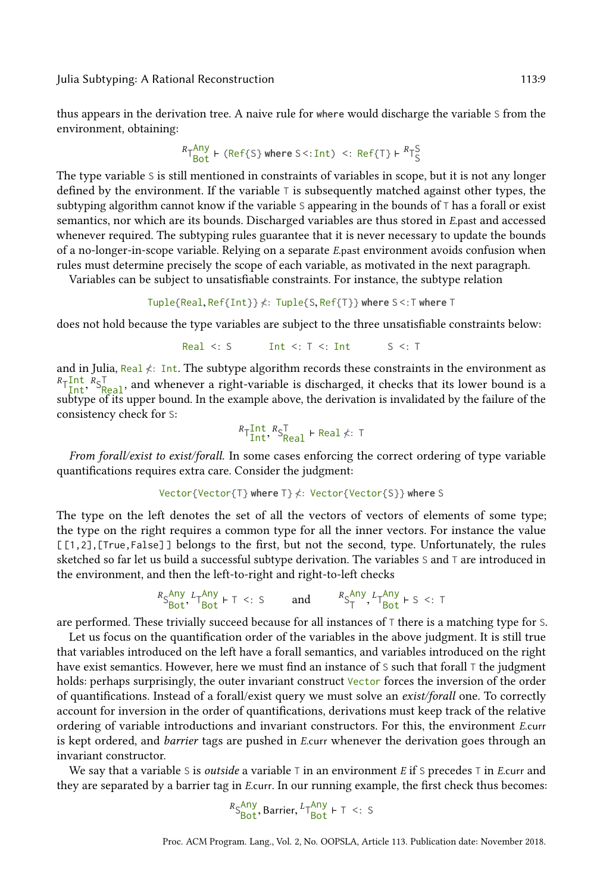thus appears in the derivation tree. A naive rule for **where** would discharge the variable S from the environment, obtaining:

$${}^{R}\mathtt{T}^{\mathtt{Any}}_{\mathtt{Bot}} \vdash (\mathtt{Ref\{S\}}\ \mathbf{where}\ \mathtt{S <: Int}) \ \mathtt{<:}\ \mathtt{Ref\{T\}} \vdash {}^{R}\mathtt{T}^{\mathtt{S}}_{\mathtt{S}}$$

The type variable S is still mentioned in constraints of variables in scope, but it is not any longer defined by the environment. If the variable T is subsequently matched against other types, the subtyping algorithm cannot know if the variable S appearing in the bounds of T has a forall or exist semantics, nor which are its bounds. Discharged variables are thus stored in *E*.past and accessed whenever required. The subtyping rules guarantee that it is never necessary to update the bounds of a no-longer-in-scope variable. Relying on a separate *E*.past environment avoids confusion when rules must determine precisely the scope of each variable, as motivated in the next paragraph.

Variables can be subject to unsatisfiable constraints. For instance, the subtype relation

$$\mathtt{Tuple\{Real, Ref\{Int\}\}} \not<: \mathtt{Tuple\{S, Ref\{T\}\}}\ \mathbf{where}\ \mathtt{S <: T}\ \mathbf{where}\ \mathtt{T}$$

does not hold because the type variables are subject to the three unsatisfiable constraints below:

$$\mathtt{Real <: S} \qquad \mathtt{Int <: T <: Int} \qquad \mathtt{S <: T}$$

and in Julia, $\mathtt{Real} \not<: \mathtt{Int}$. The subtype algorithm records these constraints in the environment as ${}^{R}\mathtt{T}^{\mathtt{Int}}_{\mathtt{Int}}, {}^{R}\mathtt{S}^{\mathtt{T}}_{\mathtt{Real}}$, and whenever a right-variable is discharged, it checks that its lower bound is a subtype of its upper bound. In the example above, the derivation is invalidated by the failure of the consistency check for S:

$${}^{R}\mathtt{T}^{\mathtt{Int}}_{\mathtt{Int}}, {}^{R}\mathtt{S}^{\mathtt{T}}_{\mathtt{Real}} \vdash \mathtt{Real} \not<: \mathtt{T}$$

*From forall/exist to exist/forall.* In some cases enforcing the correct ordering of type variable quantifications requires extra care. Consider the judgment:

$$\mathtt{Vector\{Vector\{T\}}\ \mathbf{where}\ \mathtt{T\}} \not<: \mathtt{Vector\{Vector\{S\}\}}\ \mathbf{where}\ \mathtt{S}$$

The type on the left denotes the set of all the vectors of vectors of elements of some type; the type on the right requires a common type for all the inner vectors. For instance the value `[[1,2],[True,False]]` belongs to the first, but not the second, type. Unfortunately, the rules sketched so far let us build a successful subtype derivation. The variables S and T are introduced in the environment, and then the left-to-right and right-to-left checks

$${}^{R}\mathtt{S}^{\mathtt{Any}}_{\mathtt{Bot}}, {}^{L}\mathtt{T}^{\mathtt{Any}}_{\mathtt{Bot}} \vdash \mathtt{T <: S} \qquad \text{and} \qquad {}^{R}\mathtt{S}^{\mathtt{Any}}_{\mathtt{T}}, {}^{L}\mathtt{T}^{\mathtt{Any}}_{\mathtt{Bot}} \vdash \mathtt{S <: T}$$

are performed. These trivially succeed because for all instances of T there is a matching type for S.

Let us focus on the quantification order of the variables in the above judgment. It is still true that variables introduced on the left have a forall semantics, and variables introduced on the right have exist semantics. However, here we must find an instance of S such that forall T the judgment holds: perhaps surprisingly, the outer invariant construct `Vector` forces the inversion of the order of quantifications. Instead of a forall/exist query we must solve an *exist/forall* one. To correctly account for inversion in the order of quantifications, derivations must keep track of the relative ordering of variable introductions and invariant constructors. For this, the environment *E*.curr is kept ordered, and *barrier* tags are pushed in *E*.curr whenever the derivation goes through an invariant constructor.

We say that a variable S is *outside* a variable T in an environment *E* if S precedes T in *E*.curr and they are separated by a barrier tag in *E*.curr. In our running example, the first check thus becomes:

$${}^{R}\mathtt{S}^{\mathtt{Any}}_{\mathtt{Bot}}, \text{Barrier}, {}^{L}\mathtt{T}^{\mathtt{Any}}_{\mathtt{Bot}} \vdash \mathtt{T <: S}$$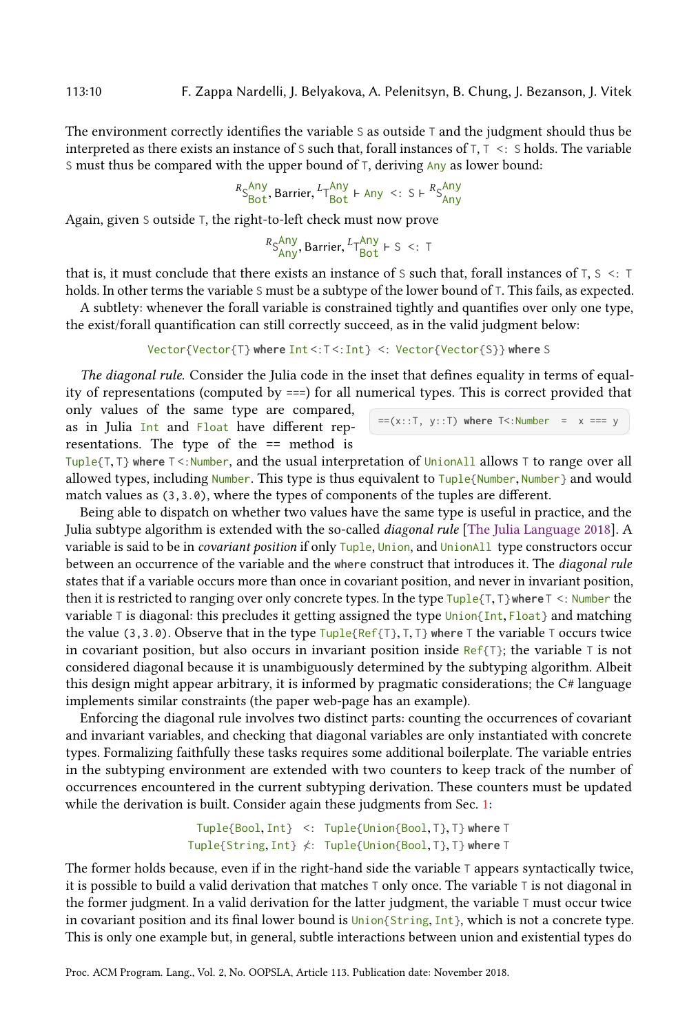The environment correctly identifies the variable S as outside T and the judgment should thus be interpreted as there exists an instance of S such that, forall instances of T, T <: S holds. The variable S must thus be compared with the upper bound of T, deriving Any as lower bound:

$$ {}^{R}\mathtt{S}^{\mathtt{Any}}_{\mathtt{Bot}}, \text{Barrier}, {}^{L}\mathtt{T}^{\mathtt{Any}}_{\mathtt{Bot}} \vdash \mathtt{Any} \ \mathtt{<:}\ \mathtt{S} \vdash {}^{R}\mathtt{S}^{\mathtt{Any}}_{\mathtt{Any}} $$

Again, given S outside T, the right-to-left check must now prove

$$ {}^{R}\mathtt{S}^{\mathtt{Any}}_{\mathtt{Any}}, \text{Barrier}, {}^{L}\mathtt{T}^{\mathtt{Any}}_{\mathtt{Bot}} \vdash \mathtt{S}\ \mathtt{<:}\ \mathtt{T} $$

that is, it must conclude that there exists an instance of S such that, forall instances of T, S <: T holds. In other terms the variable S must be a subtype of the lower bound of T. This fails, as expected.

A subtlety: whenever the forall variable is constrained tightly and quantifies over only one type, the exist/forall quantification can still correctly succeed, as in the valid judgment below:

```
Vector{Vector{T} where Int<:T<:Int} <: Vector{Vector{S}} where S
```

*The diagonal rule.* Consider the Julia code in the inset that defines equality in terms of equality of representations (computed by ===) for all numerical types. This is correct provided that only values of the same type are compared, as in Julia Int and Float have different representations. The type of the == method is Tuple{T,T} where T<:Number, and the usual interpretation of UnionAll allows T to range over all allowed types, including Number. This type is thus equivalent to Tuple{Number,Number} and would match values as (3,3.0), where the types of components of the tuples are different.

```
==(x::T, y::T) where T<:Number  =  x === y
```

Being able to dispatch on whether two values have the same type is useful in practice, and the Julia subtype algorithm is extended with the so-called *diagonal rule* [The Julia Language 2018]. A variable is said to be in *covariant position* if only Tuple, Union, and UnionAll type constructors occur between an occurrence of the variable and the where construct that introduces it. The *diagonal rule* states that if a variable occurs more than once in covariant position, and never in invariant position, then it is restricted to ranging over only concrete types. In the type Tuple{T,T} where T <: Number the variable T is diagonal: this precludes it getting assigned the type Union{Int,Float} and matching the value (3,3.0). Observe that in the type Tuple{Ref{T},T,T} where T the variable T occurs twice in covariant position, but also occurs in invariant position inside Ref{T}; the variable T is not considered diagonal because it is unambiguously determined by the subtyping algorithm. Albeit this design might appear arbitrary, it is informed by pragmatic considerations; the C# language implements similar constraints (the paper web-page has an example).

Enforcing the diagonal rule involves two distinct parts: counting the occurrences of covariant and invariant variables, and checking that diagonal variables are only instantiated with concrete types. Formalizing faithfully these tasks requires some additional boilerplate. The variable entries in the subtyping environment are extended with two counters to keep track of the number of occurrences encountered in the current subtyping derivation. These counters must be updated while the derivation is built. Consider again these judgments from Sec. 1:

```
  Tuple{Bool,Int}  <:  Tuple{Union{Bool,T},T} where T
Tuple{String,Int}  ≮:  Tuple{Union{Bool,T},T} where T
```

The former holds because, even if in the right-hand side the variable T appears syntactically twice, it is possible to build a valid derivation that matches T only once. The variable T is not diagonal in the former judgment. In a valid derivation for the latter judgment, the variable T must occur twice in covariant position and its final lower bound is Union{String,Int}, which is not a concrete type. This is only one example but, in general, subtle interactions between union and existential types do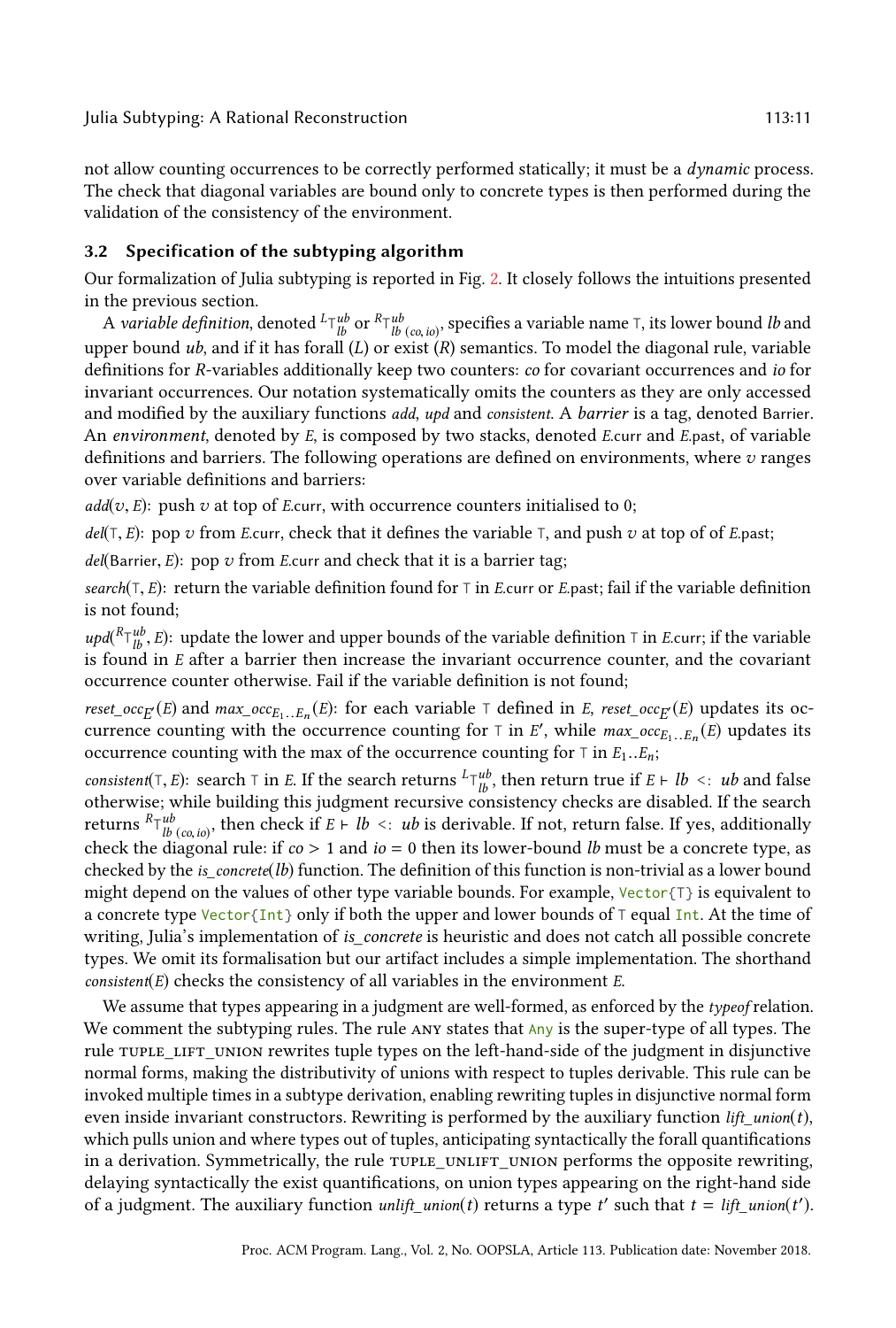not allow counting occurrences to be correctly performed statically; it must be a *dynamic* process. The check that diagonal variables are bound only to concrete types is then performed during the validation of the consistency of the environment.

### 3.2 Specification of the subtyping algorithm

Our formalization of Julia subtyping is reported in Fig. 2. It closely follows the intuitions presented in the previous section.

A *variable definition*, denoted ${}^{L}\mathsf{T}^{ub}_{lb}$ or ${}^{R}\mathsf{T}^{ub}_{lb\,(co,io)}$, specifies a variable name T, its lower bound *lb* and upper bound *ub*, and if it has forall (*L*) or exist (*R*) semantics. To model the diagonal rule, variable definitions for *R*-variables additionally keep two counters: *co* for covariant occurrences and *io* for invariant occurrences. Our notation systematically omits the counters as they are only accessed and modified by the auxiliary functions *add*, *upd* and *consistent*. A *barrier* is a tag, denoted Barrier. An *environment*, denoted by *E*, is composed by two stacks, denoted *E*.curr and *E*.past, of variable definitions and barriers. The following operations are defined on environments, where $v$ ranges over variable definitions and barriers:

*add*($v$, *E*): push $v$ at top of *E*.curr, with occurrence counters initialised to 0;

*del*(T, *E*): pop $v$ from *E*.curr, check that it defines the variable T, and push $v$ at top of of *E*.past;

*del*(Barrier, *E*): pop $v$ from *E*.curr and check that it is a barrier tag;

*search*(T, *E*): return the variable definition found for T in *E*.curr or *E*.past; fail if the variable definition is not found;

*upd*(${}^{R}\mathsf{T}^{ub}_{lb}$, *E*): update the lower and upper bounds of the variable definition T in *E*.curr; if the variable is found in *E* after a barrier then increase the invariant occurrence counter, and the covariant occurrence counter otherwise. Fail if the variable definition is not found;

$reset\_occ_{E'}(E)$ and $max\_occ_{E_1..E_n}(E)$: for each variable T defined in *E*, $reset\_occ_{E'}(E)$ updates its occurrence counting with the occurrence counting for T in $E'$, while $max\_occ_{E_1..E_n}(E)$ updates its occurrence counting with the max of the occurrence counting for T in $E_1..E_n$;

*consistent*(T, *E*): search T in *E*. If the search returns ${}^{L}\mathsf{T}^{ub}_{lb}$, then return true if $E \vdash lb <: ub$ and false otherwise; while building this judgment recursive consistency checks are disabled. If the search returns ${}^{R}\mathsf{T}^{ub}_{lb\,(co,io)}$, then check if $E \vdash lb <: ub$ is derivable. If not, return false. If yes, additionally check the diagonal rule: if $co > 1$ and $io = 0$ then its lower-bound *lb* must be a concrete type, as checked by the *is_concrete*(*lb*) function. The definition of this function is non-trivial as a lower bound might depend on the values of other type variable bounds. For example, `Vector{T}` is equivalent to a concrete type `Vector{Int}` only if both the upper and lower bounds of T equal `Int`. At the time of writing, Julia's implementation of *is_concrete* is heuristic and does not catch all possible concrete types. We omit its formalisation but our artifact includes a simple implementation. The shorthand *consistent*(*E*) checks the consistency of all variables in the environment *E*.

We assume that types appearing in a judgment are well-formed, as enforced by the *typeof* relation. We comment the subtyping rules. The rule ANY states that `Any` is the super-type of all types. The rule TUPLE_LIFT_UNION rewrites tuple types on the left-hand-side of the judgment in disjunctive normal forms, making the distributivity of unions with respect to tuples derivable. This rule can be invoked multiple times in a subtype derivation, enabling rewriting tuples in disjunctive normal form even inside invariant constructors. Rewriting is performed by the auxiliary function *lift_union*($t$), which pulls union and where types out of tuples, anticipating syntactically the forall quantifications in a derivation. Symmetrically, the rule TUPLE_UNLIFT_UNION performs the opposite rewriting, delaying syntactically the exist quantifications, on union types appearing on the right-hand side of a judgment. The auxiliary function *unlift_union*($t$) returns a type $t'$ such that $t = lift\_union(t')$.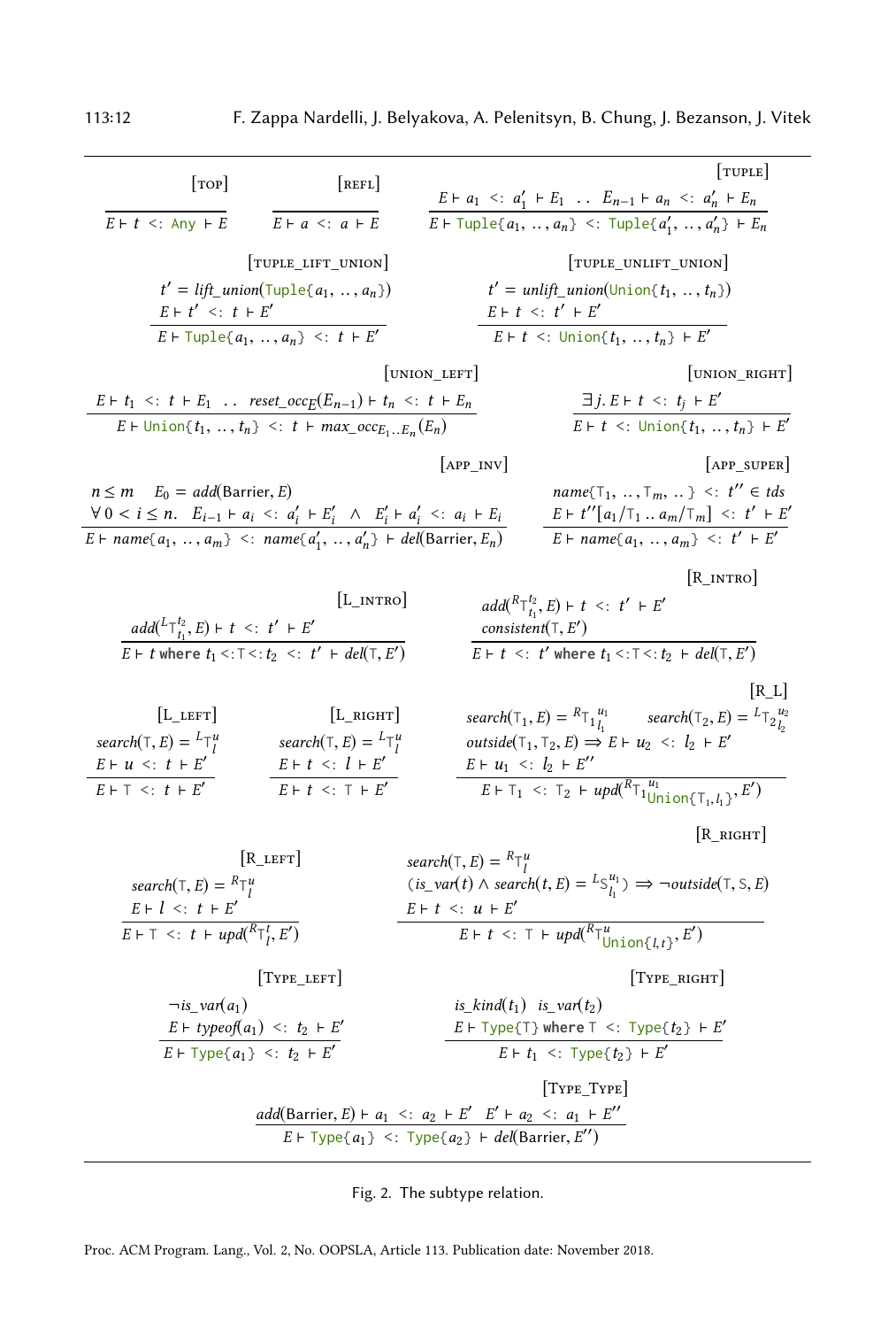$$\frac{}{E \vdash t \;<:\; \texttt{Any} \;\vdash E}\;[\textsc{top}]$$

$$\frac{}{E \vdash a \;<:\; a \;\vdash E}\;[\textsc{refl}]$$

$$\frac{E \vdash a_1 \;<:\; a_1' \;\vdash E_1 \quad .. \quad E_{n-1} \vdash a_n \;<:\; a_n' \;\vdash E_n}{E \vdash \texttt{Tuple}\{a_1, \,..\,, a_n\} \;<:\; \texttt{Tuple}\{a_1', \,..\,, a_n'\} \;\vdash E_n}\;[\textsc{tuple}]$$

$$\frac{t' = \mathit{lift\_union}(\texttt{Tuple}\{a_1, \,..\,, a_n\}) \qquad E \vdash t' \;<:\; t \;\vdash E'}{E \vdash \texttt{Tuple}\{a_1, \,..\,, a_n\} \;<:\; t \;\vdash E'}\;[\textsc{tuple\_lift\_union}]$$

$$\frac{t' = \mathit{unlift\_union}(\texttt{Union}\{t_1, \,..\,, t_n\}) \qquad E \vdash t \;<:\; t' \;\vdash E'}{E \vdash t \;<:\; \texttt{Union}\{t_1, \,..\,, t_n\} \;\vdash E'}\;[\textsc{tuple\_unlift\_union}]$$

$$\frac{E \vdash t_1 \;<:\; t \;\vdash E_1 \quad .. \quad \mathit{reset\_occ}_E(E_{n-1}) \vdash t_n \;<:\; t \;\vdash E_n}{E \vdash \texttt{Union}\{t_1, \,..\,, t_n\} \;<:\; t \;\vdash \mathit{max\_occ}_{E_1..E_n}(E_n)}\;[\textsc{union\_left}]$$

$$\frac{\exists\, j.\; E \vdash t \;<:\; t_j \;\vdash E'}{E \vdash t \;<:\; \texttt{Union}\{t_1, \,..\,, t_n\} \;\vdash E'}\;[\textsc{union\_right}]$$

$$\frac{n \leq m \qquad E_0 = \mathit{add}(\text{Barrier}, E) \qquad \forall\, 0 < i \leq n.\;\; E_{i-1} \vdash a_i \;<:\; a_i' \;\vdash E_i' \;\wedge\; E_i' \vdash a_i' \;<:\; a_i \;\vdash E_i}{E \vdash \mathit{name}\{a_1, \,..\,, a_m\} \;<:\; \mathit{name}\{a_1', \,..\,, a_n'\} \;\vdash \mathit{del}(\text{Barrier}, E_n)}\;[\textsc{app\_inv}]$$

$$\frac{\mathit{name}\{\mathsf{T}_1, \,..\,, \mathsf{T}_m, \,..\,\} \;<:\; t'' \in \mathit{tds} \qquad E \vdash t''[a_1/\mathsf{T}_1 \,..\, a_m/\mathsf{T}_m] \;<:\; t' \;\vdash E'}{E \vdash \mathit{name}\{a_1, \,..\,, a_m\} \;<:\; t' \;\vdash E'}\;[\textsc{app\_super}]$$

$$\frac{\mathit{add}({}^{L}\mathsf{T}^{t_2}_{t_1}, E) \vdash t \;<:\; t' \;\vdash E'}{E \vdash t \;\textbf{where}\; t_1 \,<:\, \mathsf{T} \,<:\, t_2 \;<:\; t' \;\vdash \mathit{del}(\mathsf{T}, E')}\;[\textsc{l\_intro}]$$

$$\frac{\mathit{add}({}^{R}\mathsf{T}^{t_2}_{t_1}, E) \vdash t \;<:\; t' \;\vdash E' \qquad \mathit{consistent}(\mathsf{T}, E')}{E \vdash t \;<:\; t' \;\textbf{where}\; t_1 \,<:\, \mathsf{T} \,<:\, t_2 \;\vdash \mathit{del}(\mathsf{T}, E')}\;[\textsc{r\_intro}]$$

$$\frac{\mathit{search}(\mathsf{T}, E) = {}^{L}\mathsf{T}^{u}_{l} \qquad E \vdash u \;<:\; t \;\vdash E'}{E \vdash \mathsf{T} \;<:\; t \;\vdash E'}\;[\textsc{l\_left}]$$

$$\frac{\mathit{search}(\mathsf{T}, E) = {}^{L}\mathsf{T}^{u}_{l} \qquad E \vdash t \;<:\; l \;\vdash E'}{E \vdash t \;<:\; \mathsf{T} \;\vdash E'}\;[\textsc{l\_right}]$$

$$\frac{\mathit{search}(\mathsf{T}_1, E) = {}^{R}\mathsf{T}_1{}^{u_1}_{l_1} \qquad \mathit{search}(\mathsf{T}_2, E) = {}^{L}\mathsf{T}_2{}^{u_2}_{l_2} \qquad \mathit{outside}(\mathsf{T}_1, \mathsf{T}_2, E) \Rightarrow E \vdash u_2 \;<:\; l_2 \;\vdash E' \qquad E \vdash u_1 \;<:\; l_2 \;\vdash E''}{E \vdash \mathsf{T}_1 \;<:\; \mathsf{T}_2 \;\vdash \mathit{upd}({}^{R}\mathsf{T}_1{}^{u_1}_{\texttt{Union}\{\mathsf{T}_1, l_1\}}, E')}\;[\textsc{r\_l}]$$

$$\frac{\mathit{search}(\mathsf{T}, E) = {}^{R}\mathsf{T}^{u}_{l} \qquad E \vdash l \;<:\; t \;\vdash E'}{E \vdash \mathsf{T} \;<:\; t \;\vdash \mathit{upd}({}^{R}\mathsf{T}^{t}_{l}, E')}\;[\textsc{r\_left}]$$

$$\frac{\mathit{search}(\mathsf{T}, E) = {}^{R}\mathsf{T}^{u}_{l} \qquad (\mathit{is\_var}(t) \wedge \mathit{search}(t, E) = {}^{L}\mathsf{S}^{u_1}_{l_1}) \Rightarrow \neg\mathit{outside}(\mathsf{T}, \mathsf{S}, E) \qquad E \vdash t \;<:\; u \;\vdash E'}{E \vdash t \;<:\; \mathsf{T} \;\vdash \mathit{upd}({}^{R}\mathsf{T}^{u}_{\texttt{Union}\{l, t\}}, E')}\;[\textsc{r\_right}]$$

$$\frac{\neg\mathit{is\_var}(a_1) \qquad E \vdash \mathit{typeof}(a_1) \;<:\; t_2 \;\vdash E'}{E \vdash \texttt{Type}\{a_1\} \;<:\; t_2 \;\vdash E'}\;[\textsc{Type\_left}]$$

$$\frac{\mathit{is\_kind}(t_1) \quad \mathit{is\_var}(t_2) \qquad E \vdash \texttt{Type}\{\mathsf{T}\}\;\textbf{where}\;\mathsf{T} \;<:\; \texttt{Type}\{t_2\} \;\vdash E'}{E \vdash t_1 \;<:\; \texttt{Type}\{t_2\} \;\vdash E'}\;[\textsc{Type\_right}]$$

$$\frac{\mathit{add}(\text{Barrier}, E) \vdash a_1 \;<:\; a_2 \;\vdash E' \qquad E' \vdash a_2 \;<:\; a_1 \;\vdash E''}{E \vdash \texttt{Type}\{a_1\} \;<:\; \texttt{Type}\{a_2\} \;\vdash \mathit{del}(\text{Barrier}, E'')}\;[\textsc{Type\_Type}]$$

Fig. 2. The subtype relation.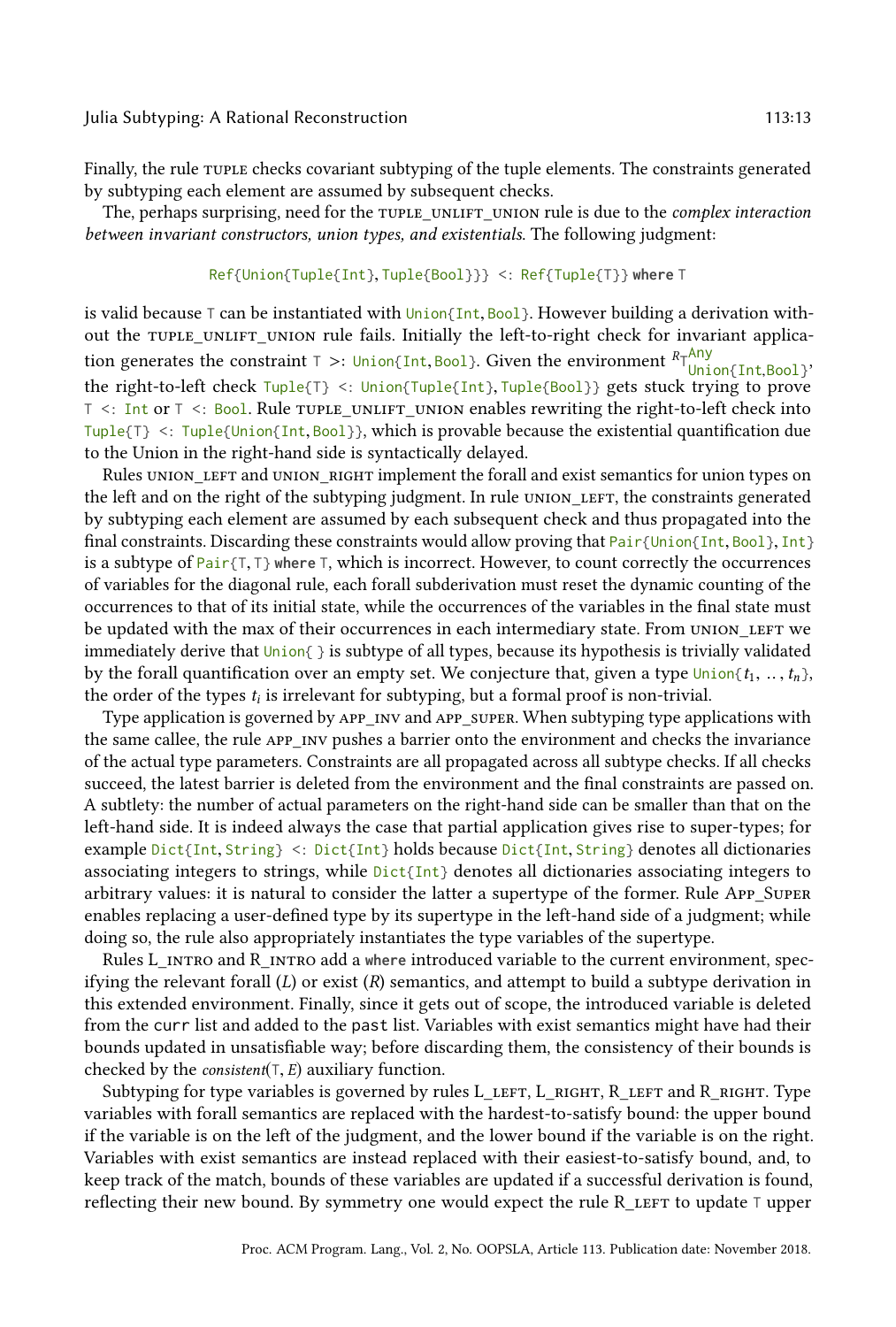Finally, the rule TUPLE checks covariant subtyping of the tuple elements. The constraints generated by subtyping each element are assumed by subsequent checks.

The, perhaps surprising, need for the TUPLE_UNLIFT_UNION rule is due to the *complex interaction between invariant constructors, union types, and existentials*. The following judgment:

```
Ref{Union{Tuple{Int}, Tuple{Bool}}} <: Ref{Tuple{T}} where T
```

is valid because `T` can be instantiated with `Union{Int, Bool}`. However building a derivation without the TUPLE_UNLIFT_UNION rule fails. Initially the left-to-right check for invariant application generates the constraint `T >: Union{Int, Bool}`. Given the environment ${}^{R}\mathtt{T}^{\mathtt{Any}}_{\mathtt{Union\{Int,Bool\}}}$, the right-to-left check `Tuple{T} <: Union{Tuple{Int}, Tuple{Bool}}` gets stuck trying to prove `T <: Int` or `T <: Bool`. Rule TUPLE_UNLIFT_UNION enables rewriting the right-to-left check into `Tuple{T} <: Tuple{Union{Int, Bool}}`, which is provable because the existential quantification due to the Union in the right-hand side is syntactically delayed.

Rules UNION_LEFT and UNION_RIGHT implement the forall and exist semantics for union types on the left and on the right of the subtyping judgment. In rule UNION_LEFT, the constraints generated by subtyping each element are assumed by each subsequent check and thus propagated into the final constraints. Discarding these constraints would allow proving that `Pair{Union{Int, Bool}, Int}` is a subtype of `Pair{T, T} where T`, which is incorrect. However, to count correctly the occurrences of variables for the diagonal rule, each forall subderivation must reset the dynamic counting of the occurrences to that of its initial state, while the occurrences of the variables in the final state must be updated with the max of their occurrences in each intermediary state. From UNION_LEFT we immediately derive that `Union{ }` is subtype of all types, because its hypothesis is trivially validated by the forall quantification over an empty set. We conjecture that, given a type `Union{`$t_1, \ldots, t_n$`}`, the order of the types $t_i$ is irrelevant for subtyping, but a formal proof is non-trivial.

Type application is governed by APP_INV and APP_SUPER. When subtyping type applications with the same callee, the rule APP_INV pushes a barrier onto the environment and checks the invariance of the actual type parameters. Constraints are all propagated across all subtype checks. If all checks succeed, the latest barrier is deleted from the environment and the final constraints are passed on. A subtlety: the number of actual parameters on the right-hand side can be smaller than that on the left-hand side. It is indeed always the case that partial application gives rise to super-types; for example `Dict{Int, String} <: Dict{Int}` holds because `Dict{Int, String}` denotes all dictionaries associating integers to strings, while `Dict{Int}` denotes all dictionaries associating integers to arbitrary values: it is natural to consider the latter a supertype of the former. Rule APP_SUPER enables replacing a user-defined type by its supertype in the left-hand side of a judgment; while doing so, the rule also appropriately instantiates the type variables of the supertype.

Rules L_INTRO and R_INTRO add a **where** introduced variable to the current environment, specifying the relevant forall ($L$) or exist ($R$) semantics, and attempt to build a subtype derivation in this extended environment. Finally, since it gets out of scope, the introduced variable is deleted from the `curr` list and added to the `past` list. Variables with exist semantics might have had their bounds updated in unsatisfiable way; before discarding them, the consistency of their bounds is checked by the *consistent*(`T`, $E$) auxiliary function.

Subtyping for type variables is governed by rules L_LEFT, L_RIGHT, R_LEFT and R_RIGHT. Type variables with forall semantics are replaced with the hardest-to-satisfy bound: the upper bound if the variable is on the left of the judgment, and the lower bound if the variable is on the right. Variables with exist semantics are instead replaced with their easiest-to-satisfy bound, and, to keep track of the match, bounds of these variables are updated if a successful derivation is found, reflecting their new bound. By symmetry one would expect the rule R_LEFT to update `T` upper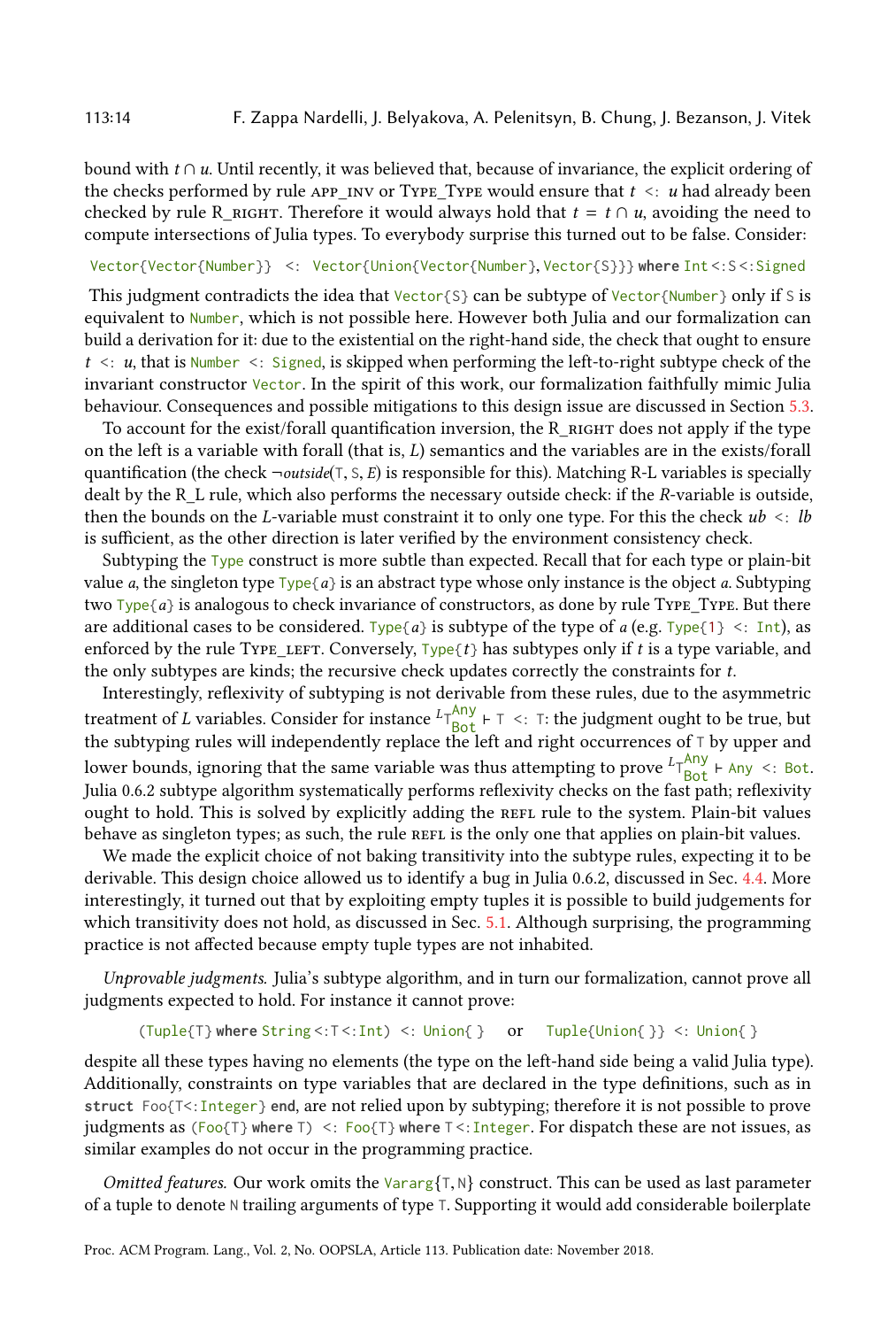bound with $t \cap u$. Until recently, it was believed that, because of invariance, the explicit ordering of the checks performed by rule APP_INV or TYPE_TYPE would ensure that $t$ `<:` $u$ had already been checked by rule R_RIGHT. Therefore it would always hold that $t = t \cap u$, avoiding the need to compute intersections of Julia types. To everybody surprise this turned out to be false. Consider:

```
Vector{Vector{Number}} <: Vector{Union{Vector{Number}, Vector{S}}} where Int<:S<:Signed
```

This judgment contradicts the idea that `Vector{S}` can be subtype of `Vector{Number}` only if `S` is equivalent to `Number`, which is not possible here. However both Julia and our formalization can build a derivation for it: due to the existential on the right-hand side, the check that ought to ensure $t$ `<:` $u$, that is `Number <: Signed`, is skipped when performing the left-to-right subtype check of the invariant constructor `Vector`. In the spirit of this work, our formalization faithfully mimic Julia behaviour. Consequences and possible mitigations to this design issue are discussed in Section 5.3.

To account for the exist/forall quantification inversion, the R_RIGHT does not apply if the type on the left is a variable with forall (that is, $L$) semantics and the variables are in the exists/forall quantification (the check $\neg outside$(`T`, `S`, $E$) is responsible for this). Matching R-L variables is specially dealt by the R_L rule, which also performs the necessary outside check: if the $R$-variable is outside, then the bounds on the $L$-variable must constraint it to only one type. For this the check $ub$ `<:` $lb$ is sufficient, as the other direction is later verified by the environment consistency check.

Subtyping the `Type` construct is more subtle than expected. Recall that for each type or plain-bit value $a$, the singleton type `Type{`$a$`}` is an abstract type whose only instance is the object $a$. Subtyping two `Type{`$a$`}` is analogous to check invariance of constructors, as done by rule TYPE_TYPE. But there are additional cases to be considered. `Type{`$a$`}` is subtype of the type of $a$ (e.g. `Type{1} <: Int`), as enforced by the rule TYPE_LEFT. Conversely, `Type{`$t$`}` has subtypes only if $t$ is a type variable, and the only subtypes are kinds; the recursive check updates correctly the constraints for $t$.

Interestingly, reflexivity of subtyping is not derivable from these rules, due to the asymmetric treatment of $L$ variables. Consider for instance ${}^{L}\mathtt{T}^{\mathtt{Any}}_{\mathtt{Bot}} \vdash \mathtt{T}$ `<:` `T`: the judgment ought to be true, but the subtyping rules will independently replace the left and right occurrences of `T` by upper and lower bounds, ignoring that the same variable was thus attempting to prove ${}^{L}\mathtt{T}^{\mathtt{Any}}_{\mathtt{Bot}} \vdash$ `Any <: Bot`. Julia 0.6.2 subtype algorithm systematically performs reflexivity checks on the fast path; reflexivity ought to hold. This is solved by explicitly adding the REFL rule to the system. Plain-bit values behave as singleton types; as such, the rule REFL is the only one that applies on plain-bit values.

We made the explicit choice of not baking transitivity into the subtype rules, expecting it to be derivable. This design choice allowed us to identify a bug in Julia 0.6.2, discussed in Sec. 4.4. More interestingly, it turned out that by exploiting empty tuples it is possible to build judgements for which transitivity does not hold, as discussed in Sec. 5.1. Although surprising, the programming practice is not affected because empty tuple types are not inhabited.

*Unprovable judgments.* Julia's subtype algorithm, and in turn our formalization, cannot prove all judgments expected to hold. For instance it cannot prove:

```
(Tuple{T} where String<:T<:Int) <: Union{ }     or     Tuple{Union{ }} <: Union{ }
```

despite all these types having no elements (the type on the left-hand side being a valid Julia type). Additionally, constraints on type variables that are declared in the type definitions, such as in `struct Foo{T<:Integer} end`, are not relied upon by subtyping; therefore it is not possible to prove judgments as `(Foo{T} where T) <: Foo{T} where T<:Integer`. For dispatch these are not issues, as similar examples do not occur in the programming practice.

*Omitted features.* Our work omits the `Vararg{T,N}` construct. This can be used as last parameter of a tuple to denote `N` trailing arguments of type `T`. Supporting it would add considerable boilerplate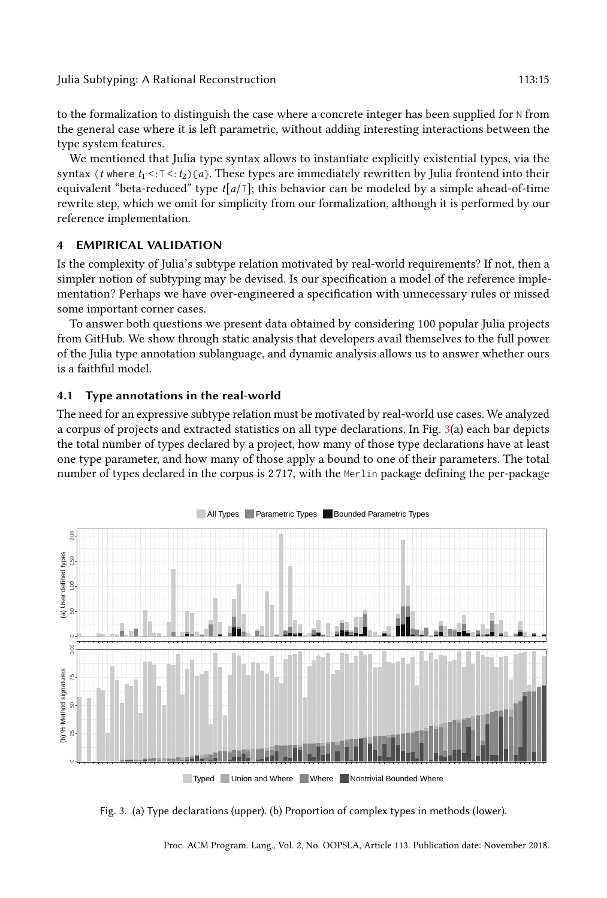to the formalization to distinguish the case where a concrete integer has been supplied for `N` from the general case where it is left parametric, without adding interesting interactions between the type system features.

We mentioned that Julia type syntax allows to instantiate explicitly existential types, via the syntax `(`$t$ **where** $t_1$ `<:T<:` $t_2$`){`$a$`}`. These types are immediately rewritten by Julia frontend into their equivalent "beta-reduced" type $t[a/\mathtt{T}]$; this behavior can be modeled by a simple ahead-of-time rewrite step, which we omit for simplicity from our formalization, although it is performed by our reference implementation.

## 4 EMPIRICAL VALIDATION

Is the complexity of Julia's subtype relation motivated by real-world requirements? If not, then a simpler notion of subtyping may be devised. Is our specification a model of the reference implementation? Perhaps we have over-engineered a specification with unnecessary rules or missed some important corner cases.

To answer both questions we present data obtained by considering 100 popular Julia projects from GitHub. We show through static analysis that developers avail themselves to the full power of the Julia type annotation sublanguage, and dynamic analysis allows us to answer whether ours is a faithful model.

### 4.1 Type annotations in the real-world

The need for an expressive subtype relation must be motivated by real-world use cases. We analyzed a corpus of projects and extracted statistics on all type declarations. In Fig. 3(a) each bar depicts the total number of types declared by a project, how many of those type declarations have at least one type parameter, and how many of those apply a bound to one of their parameters. The total number of types declared in the corpus is 2 717, with the `Merlin` package defining the per-package

Fig. 3. (a) Type declarations (upper). (b) Proportion of complex types in methods (lower).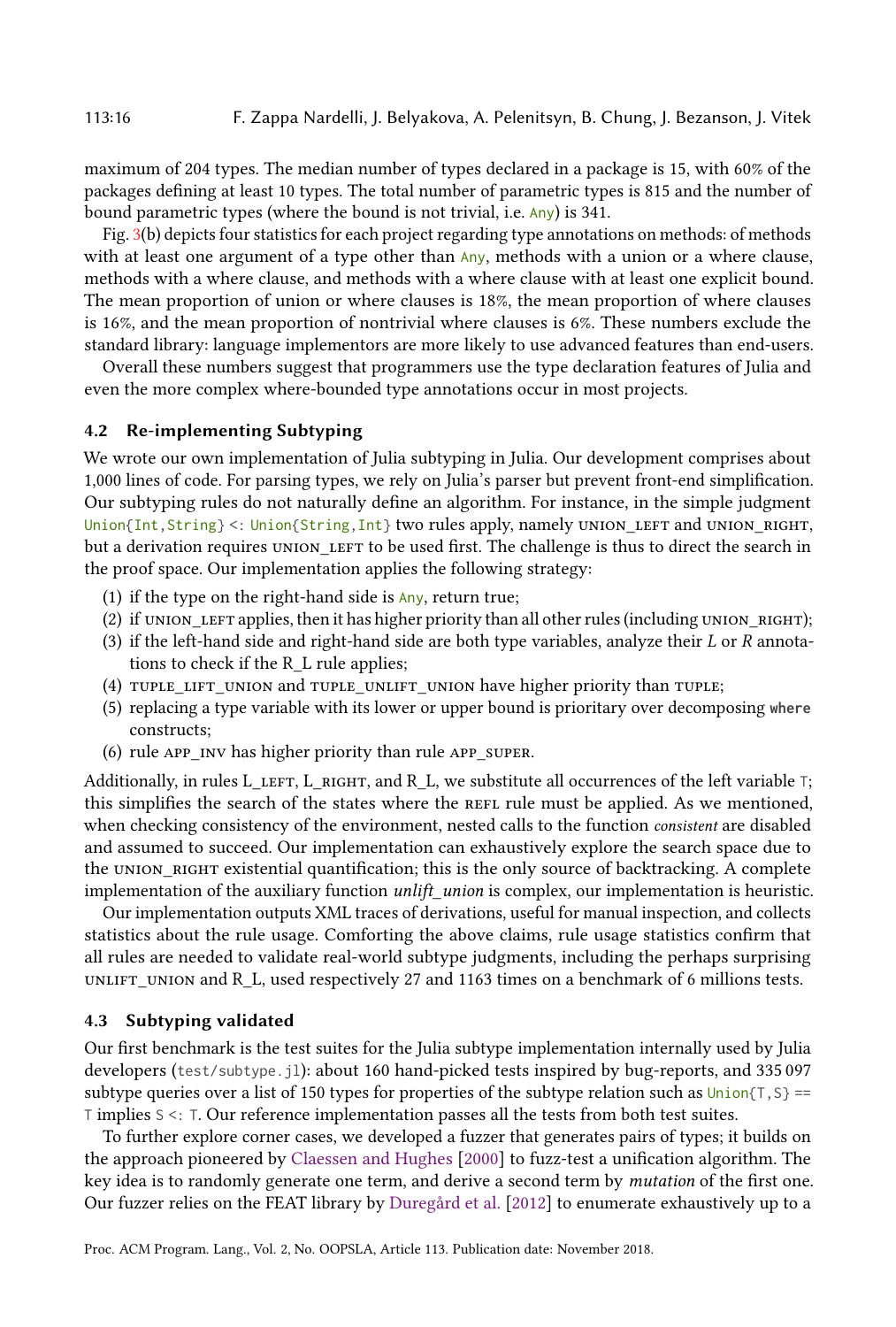maximum of 204 types. The median number of types declared in a package is 15, with 60% of the packages defining at least 10 types. The total number of parametric types is 815 and the number of bound parametric types (where the bound is not trivial, i.e. `Any`) is 341.

Fig. 3(b) depicts four statistics for each project regarding type annotations on methods: of methods with at least one argument of a type other than `Any`, methods with a union or a where clause, methods with a where clause, and methods with a where clause with at least one explicit bound. The mean proportion of union or where clauses is 18%, the mean proportion of where clauses is 16%, and the mean proportion of nontrivial where clauses is 6%. These numbers exclude the standard library: language implementors are more likely to use advanced features than end-users.

Overall these numbers suggest that programmers use the type declaration features of Julia and even the more complex where-bounded type annotations occur in most projects.

### 4.2 Re-implementing Subtyping

We wrote our own implementation of Julia subtyping in Julia. Our development comprises about 1,000 lines of code. For parsing types, we rely on Julia's parser but prevent front-end simplification. Our subtyping rules do not naturally define an algorithm. For instance, in the simple judgment `Union{Int,String} <: Union{String,Int}` two rules apply, namely UNION_LEFT and UNION_RIGHT, but a derivation requires UNION_LEFT to be used first. The challenge is thus to direct the search in the proof space. Our implementation applies the following strategy:

1. if the type on the right-hand side is `Any`, return true;
2. if UNION_LEFT applies, then it has higher priority than all other rules (including UNION_RIGHT);
3. if the left-hand side and right-hand side are both type variables, analyze their *L* or *R* annotations to check if the R_L rule applies;
4. TUPLE_LIFT_UNION and TUPLE_UNLIFT_UNION have higher priority than TUPLE;
5. replacing a type variable with its lower or upper bound is prioritary over decomposing **where** constructs;
6. rule APP_INV has higher priority than rule APP_SUPER.

Additionally, in rules L_LEFT, L_RIGHT, and R_L, we substitute all occurrences of the left variable `T`; this simplifies the search of the states where the REFL rule must be applied. As we mentioned, when checking consistency of the environment, nested calls to the function *consistent* are disabled and assumed to succeed. Our implementation can exhaustively explore the search space due to the UNION_RIGHT existential quantification; this is the only source of backtracking. A complete implementation of the auxiliary function *unlift_union* is complex, our implementation is heuristic.

Our implementation outputs XML traces of derivations, useful for manual inspection, and collects statistics about the rule usage. Comforting the above claims, rule usage statistics confirm that all rules are needed to validate real-world subtype judgments, including the perhaps surprising UNLIFT_UNION and R_L, used respectively 27 and 1163 times on a benchmark of 6 millions tests.

### 4.3 Subtyping validated

Our first benchmark is the test suites for the Julia subtype implementation internally used by Julia developers (`test/subtype.jl`): about 160 hand-picked tests inspired by bug-reports, and 335 097 subtype queries over a list of 150 types for properties of the subtype relation such as `Union{T,S} == T` implies `S <: T`. Our reference implementation passes all the tests from both test suites.

To further explore corner cases, we developed a fuzzer that generates pairs of types; it builds on the approach pioneered by Claessen and Hughes [2000] to fuzz-test a unification algorithm. The key idea is to randomly generate one term, and derive a second term by *mutation* of the first one. Our fuzzer relies on the FEAT library by Duregård et al. [2012] to enumerate exhaustively up to a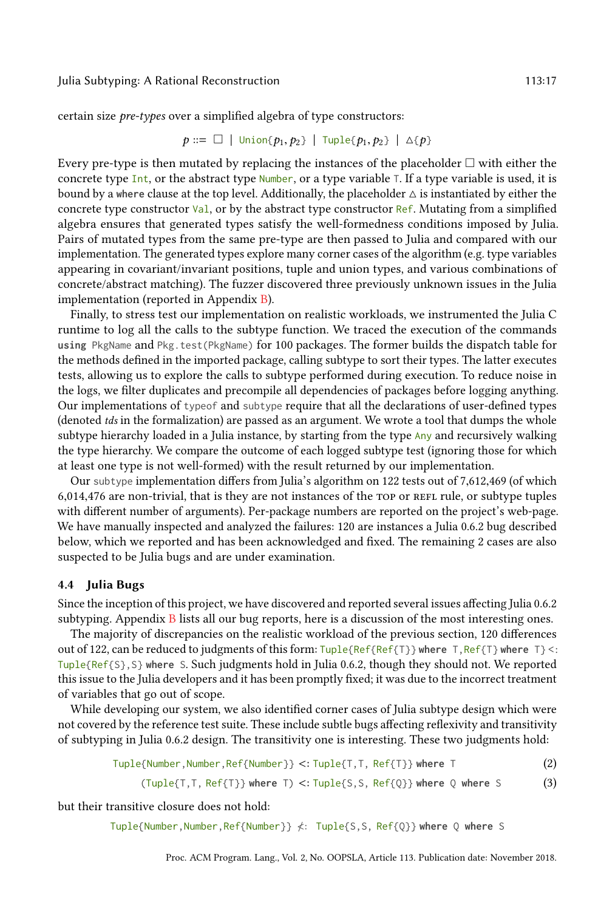certain size *pre-types* over a simplified algebra of type constructors:

$$p ::= \square \mid \texttt{Union\{}p_1, p_2\texttt{\}} \mid \texttt{Tuple\{}p_1, p_2\texttt{\}} \mid \triangle\{p\}$$

Every pre-type is then mutated by replacing the instances of the placeholder □ with either the concrete type `Int`, or the abstract type `Number`, or a type variable `T`. If a type variable is used, it is bound by a **where** clause at the top level. Additionally, the placeholder △ is instantiated by either the concrete type constructor `Val`, or by the abstract type constructor `Ref`. Mutating from a simplified algebra ensures that generated types satisfy the well-formedness conditions imposed by Julia. Pairs of mutated types from the same pre-type are then passed to Julia and compared with our implementation. The generated types explore many corner cases of the algorithm (e.g. type variables appearing in covariant/invariant positions, tuple and union types, and various combinations of concrete/abstract matching). The fuzzer discovered three previously unknown issues in the Julia implementation (reported in Appendix B).

Finally, to stress test our implementation on realistic workloads, we instrumented the Julia C runtime to log all the calls to the subtype function. We traced the execution of the commands `using PkgName` and `Pkg.test(PkgName)` for 100 packages. The former builds the dispatch table for the methods defined in the imported package, calling subtype to sort their types. The latter executes tests, allowing us to explore the calls to subtype performed during execution. To reduce noise in the logs, we filter duplicates and precompile all dependencies of packages before logging anything. Our implementations of `typeof` and `subtype` require that all the declarations of user-defined types (denoted *tds* in the formalization) are passed as an argument. We wrote a tool that dumps the whole subtype hierarchy loaded in a Julia instance, by starting from the type `Any` and recursively walking the type hierarchy. We compare the outcome of each logged subtype test (ignoring those for which at least one type is not well-formed) with the result returned by our implementation.

Our `subtype` implementation differs from Julia's algorithm on 122 tests out of 7,612,469 (of which 6,014,476 are non-trivial, that is they are not instances of the TOP or REFL rule, or subtype tuples with different number of arguments). Per-package numbers are reported on the project's web-page. We have manually inspected and analyzed the failures: 120 are instances a Julia 0.6.2 bug described below, which we reported and has been acknowledged and fixed. The remaining 2 cases are also suspected to be Julia bugs and are under examination.

### 4.4 Julia Bugs

Since the inception of this project, we have discovered and reported several issues affecting Julia 0.6.2 subtyping. Appendix B lists all our bug reports, here is a discussion of the most interesting ones.

The majority of discrepancies on the realistic workload of the previous section, 120 differences out of 122, can be reduced to judgments of this form: `Tuple{Ref{Ref{T}} where T,Ref{T} where T}` <: `Tuple{Ref{S},S} where S`. Such judgments hold in Julia 0.6.2, though they should not. We reported this issue to the Julia developers and it has been promptly fixed; it was due to the incorrect treatment of variables that go out of scope.

While developing our system, we also identified corner cases of Julia subtype design which were not covered by the reference test suite. These include subtle bugs affecting reflexivity and transitivity of subtyping in Julia 0.6.2 design. The transitivity one is interesting. These two judgments hold:

```
Tuple{Number,Number,Ref{Number}} <: Tuple{T,T, Ref{T}} where T                  (2)
    (Tuple{T,T, Ref{T}} where T) <: Tuple{S,S, Ref{Q}} where Q where S          (3)
```

but their transitive closure does not hold:

```
Tuple{Number,Number,Ref{Number}} ≮: Tuple{S,S, Ref{Q}} where Q where S
```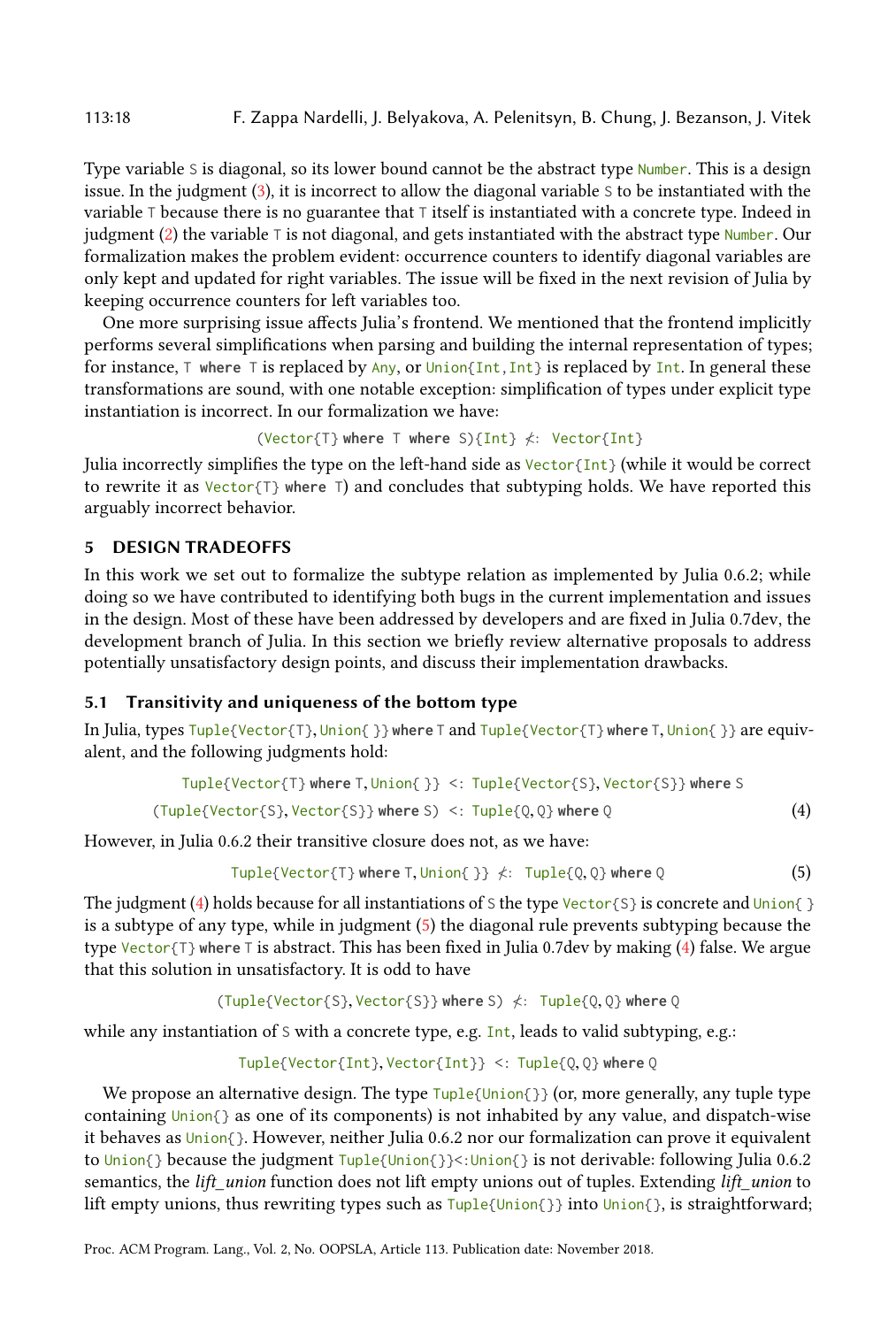Type variable `S` is diagonal, so its lower bound cannot be the abstract type `Number`. This is a design issue. In the judgment (3), it is incorrect to allow the diagonal variable `S` to be instantiated with the variable `T` because there is no guarantee that `T` itself is instantiated with a concrete type. Indeed in judgment (2) the variable `T` is not diagonal, and gets instantiated with the abstract type `Number`. Our formalization makes the problem evident: occurrence counters to identify diagonal variables are only kept and updated for right variables. The issue will be fixed in the next revision of Julia by keeping occurrence counters for left variables too.

One more surprising issue affects Julia's frontend. We mentioned that the frontend implicitly performs several simplifications when parsing and building the internal representation of types; for instance, `T where T` is replaced by `Any`, or `Union{Int,Int}` is replaced by `Int`. In general these transformations are sound, with one notable exception: simplification of types under explicit type instantiation is incorrect. In our formalization we have:

```
(Vector{T} where T where S){Int} ≮: Vector{Int}
```

Julia incorrectly simplifies the type on the left-hand side as `Vector{Int}` (while it would be correct to rewrite it as `Vector{T} where T`) and concludes that subtyping holds. We have reported this arguably incorrect behavior.

## 5 DESIGN TRADEOFFS

In this work we set out to formalize the subtype relation as implemented by Julia 0.6.2; while doing so we have contributed to identifying both bugs in the current implementation and issues in the design. Most of these have been addressed by developers and are fixed in Julia 0.7dev, the development branch of Julia. In this section we briefly review alternative proposals to address potentially unsatisfactory design points, and discuss their implementation drawbacks.

### 5.1 Transitivity and uniqueness of the bottom type

In Julia, types `Tuple{Vector{T},Union{ }} where T` and `Tuple{Vector{T} where T,Union{ }}` are equivalent, and the following judgments hold:

```
 Tuple{Vector{T} where T,Union{ }} <: Tuple{Vector{S},Vector{S}} where S
(Tuple{Vector{S},Vector{S}} where S) <: Tuple{Q,Q} where Q                (4)
```

However, in Julia 0.6.2 their transitive closure does not, as we have:

```
Tuple{Vector{T} where T,Union{ }} ≮: Tuple{Q,Q} where Q                   (5)
```

The judgment (4) holds because for all instantiations of `S` the type `Vector{S}` is concrete and `Union{ }` is a subtype of any type, while in judgment (5) the diagonal rule prevents subtyping because the type `Vector{T} where T` is abstract. This has been fixed in Julia 0.7dev by making (4) false. We argue that this solution in unsatisfactory. It is odd to have

```
(Tuple{Vector{S},Vector{S}} where S) ≮: Tuple{Q,Q} where Q
```

while any instantiation of `S` with a concrete type, e.g. `Int`, leads to valid subtyping, e.g.:

```
Tuple{Vector{Int},Vector{Int}} <: Tuple{Q,Q} where Q
```

We propose an alternative design. The type `Tuple{Union{}}` (or, more generally, any tuple type containing `Union{}` as one of its components) is not inhabited by any value, and dispatch-wise it behaves as `Union{}`. However, neither Julia 0.6.2 nor our formalization can prove it equivalent to `Union{}` because the judgment `Tuple{Union{}}<:Union{}` is not derivable: following Julia 0.6.2 semantics, the *lift_union* function does not lift empty unions out of tuples. Extending *lift_union* to lift empty unions, thus rewriting types such as `Tuple{Union{}}` into `Union{}`, is straightforward;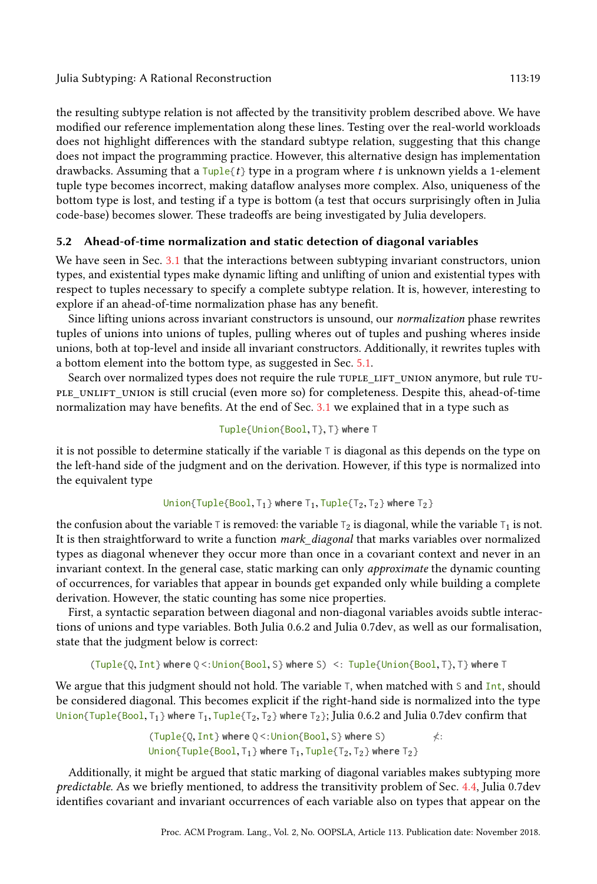the resulting subtype relation is not affected by the transitivity problem described above. We have modified our reference implementation along these lines. Testing over the real-world workloads does not highlight differences with the standard subtype relation, suggesting that this change does not impact the programming practice. However, this alternative design has implementation drawbacks. Assuming that a `Tuple{`$t$`}` type in a program where $t$ is unknown yields a 1-element tuple type becomes incorrect, making dataflow analyses more complex. Also, uniqueness of the bottom type is lost, and testing if a type is bottom (a test that occurs surprisingly often in Julia code-base) becomes slower. These tradeoffs are being investigated by Julia developers.

### 5.2 Ahead-of-time normalization and static detection of diagonal variables

We have seen in Sec. 3.1 that the interactions between subtyping invariant constructors, union types, and existential types make dynamic lifting and unlifting of union and existential types with respect to tuples necessary to specify a complete subtype relation. It is, however, interesting to explore if an ahead-of-time normalization phase has any benefit.

Since lifting unions across invariant constructors is unsound, our *normalization* phase rewrites tuples of unions into unions of tuples, pulling wheres out of tuples and pushing wheres inside unions, both at top-level and inside all invariant constructors. Additionally, it rewrites tuples with a bottom element into the bottom type, as suggested in Sec. 5.1.

Search over normalized types does not require the rule TUPLE_LIFT_UNION anymore, but rule TUPLE_UNLIFT_UNION is still crucial (even more so) for completeness. Despite this, ahead-of-time normalization may have benefits. At the end of Sec. 3.1 we explained that in a type such as

```
Tuple{Union{Bool, T}, T} where T
```

it is not possible to determine statically if the variable `T` is diagonal as this depends on the type on the left-hand side of the judgment and on the derivation. However, if this type is normalized into the equivalent type

$$\texttt{Union\{Tuple\{Bool, T}_1\texttt{\} where T}_1\texttt{, Tuple\{T}_2\texttt{, T}_2\texttt{\} where T}_2\texttt{\}}$$

the confusion about the variable `T` is removed: the variable $\texttt{T}_2$ is diagonal, while the variable $\texttt{T}_1$ is not. It is then straightforward to write a function *mark_diagonal* that marks variables over normalized types as diagonal whenever they occur more than once in a covariant context and never in an invariant context. In the general case, static marking can only *approximate* the dynamic counting of occurrences, for variables that appear in bounds get expanded only while building a complete derivation. However, the static counting has some nice properties.

First, a syntactic separation between diagonal and non-diagonal variables avoids subtle interactions of unions and type variables. Both Julia 0.6.2 and Julia 0.7dev, as well as our formalisation, state that the judgment below is correct:

```
(Tuple{Q, Int} where Q<:Union{Bool, S} where S)  <:  Tuple{Union{Bool, T}, T} where T
```

We argue that this judgment should not hold. The variable `T`, when matched with `S` and `Int`, should be considered diagonal. This becomes explicit if the right-hand side is normalized into the type $\texttt{Union\{Tuple\{Bool, T}_1\texttt{\} where T}_1\texttt{, Tuple\{T}_2\texttt{, T}_2\texttt{\} where T}_2\texttt{\}}$; Julia 0.6.2 and Julia 0.7dev confirm that

$$\begin{array}{ll}\texttt{(Tuple\{Q, Int\} where Q<:Union\{Bool, S\} where S)} & \not<: \\ \texttt{Union\{Tuple\{Bool, T}_1\texttt{\} where T}_1\texttt{, Tuple\{T}_2\texttt{, T}_2\texttt{\} where T}_2\texttt{\}} & \end{array}$$

Additionally, it might be argued that static marking of diagonal variables makes subtyping more *predictable*. As we briefly mentioned, to address the transitivity problem of Sec. 4.4, Julia 0.7dev identifies covariant and invariant occurrences of each variable also on types that appear on the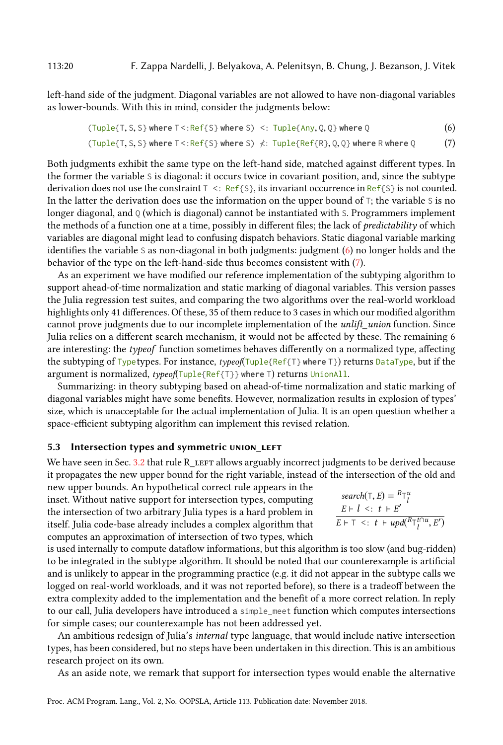left-hand side of the judgment. Diagonal variables are not allowed to have non-diagonal variables as lower-bounds. With this in mind, consider the judgments below:

$$\texttt{(Tuple\{T, S, S\} where T <: Ref\{S\} where S)} \ <: \ \texttt{Tuple\{Any, Q, Q\} where Q} \qquad (6)$$

$$\texttt{(Tuple\{T, S, S\} where T <: Ref\{S\} where S)} \ \not<: \ \texttt{Tuple\{Ref\{R\}, Q, Q\} where R where Q} \qquad (7)$$

Both judgments exhibit the same type on the left-hand side, matched against different types. In the former the variable `S` is diagonal: it occurs twice in covariant position, and, since the subtype derivation does not use the constraint `T <: Ref{S}`, its invariant occurrence in `Ref{S}` is not counted. In the latter the derivation does use the information on the upper bound of `T`; the variable `S` is no longer diagonal, and `Q` (which is diagonal) cannot be instantiated with `S`. Programmers implement the methods of a function one at a time, possibly in different files; the lack of *predictability* of which variables are diagonal might lead to confusing dispatch behaviors. Static diagonal variable marking identifies the variable `S` as non-diagonal in both judgments: judgment (6) no longer holds and the behavior of the type on the left-hand-side thus becomes consistent with (7).

As an experiment we have modified our reference implementation of the subtyping algorithm to support ahead-of-time normalization and static marking of diagonal variables. This version passes the Julia regression test suites, and comparing the two algorithms over the real-world workload highlights only 41 differences. Of these, 35 of them reduce to 3 cases in which our modified algorithm cannot prove judgments due to our incomplete implementation of the *unlift_union* function. Since Julia relies on a different search mechanism, it would not be affected by these. The remaining 6 are interesting: the *typeof* function sometimes behaves differently on a normalized type, affecting the subtyping of `Type` types. For instance, *typeof*(`Tuple{Ref{T} where T}`) returns `DataType`, but if the argument is normalized, *typeof*(`Tuple{Ref{T}} where T`) returns `UnionAll`.

Summarizing: in theory subtyping based on ahead-of-time normalization and static marking of diagonal variables might have some benefits. However, normalization results in explosion of types' size, which is unacceptable for the actual implementation of Julia. It is an open question whether a space-efficient subtyping algorithm can implement this revised relation.

### 5.3 Intersection types and symmetric UNION_LEFT

We have seen in Sec. 3.2 that rule R_LEFT allows arguably incorrect judgments to be derived because it propagates the new upper bound for the right variable, instead of the intersection of the old and new upper bounds. An hypothetical correct rule appears in the inset. Without native support for intersection types, computing the intersection of two arbitrary Julia types is a hard problem in itself. Julia code-base already includes a complex algorithm that computes an approximation of intersection of two types, which is used internally to compute dataflow informations, but this algorithm is too slow (and bug-ridden) to be integrated in the subtype algorithm. It should be noted that our counterexample is artificial and is unlikely to appear in the programming practice (e.g. it did not appear in the subtype calls we logged on real-world workloads, and it was not reported before), so there is a tradeoff between the extra complexity added to the implementation and the benefit of a more correct relation. In reply to our call, Julia developers have introduced a `simple_meet` function which computes intersections for simple cases; our counterexample has not been addressed yet.

$$\frac{search(\mathtt{T}, E) = {}^{R}\mathtt{T}_{l}^{u} \qquad E \vdash l \ <: \ t \vdash E'}{E \vdash \mathtt{T} \ <: \ t \vdash upd({}^{R}\mathtt{T}_{l}^{t \cap u}, E')}$$

An ambitious redesign of Julia's *internal* type language, that would include native intersection types, has been considered, but no steps have been undertaken in this direction. This is an ambitious research project on its own.

As an aside note, we remark that support for intersection types would enable the alternative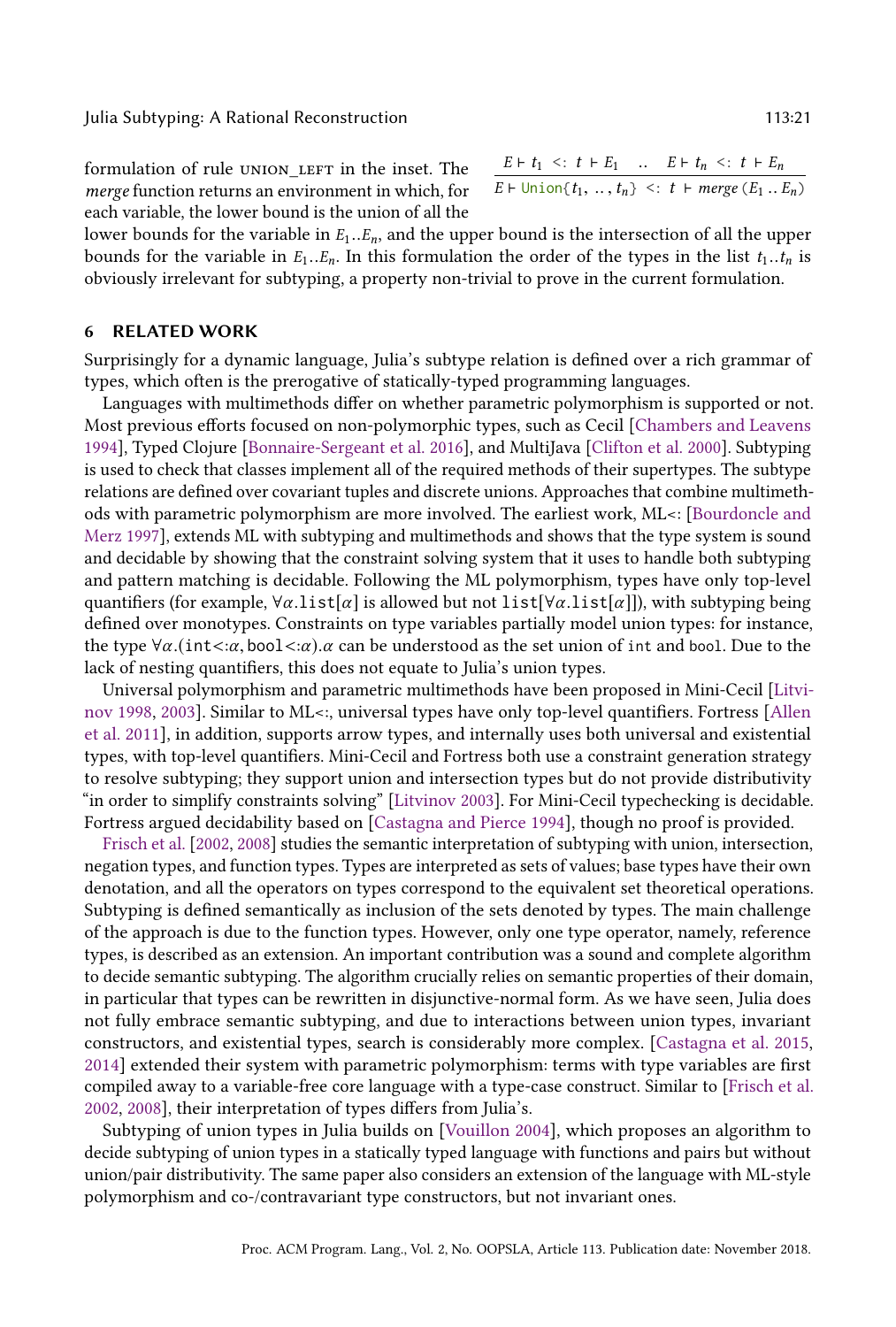formulation of rule UNION_LEFT in the inset. The *merge* function returns an environment in which, for each variable, the lower bound is the union of all the lower bounds for the variable in $E_1..E_n$, and the upper bound is the intersection of all the upper bounds for the variable in $E_1..E_n$. In this formulation the order of the types in the list $t_1..t_n$ is obviously irrelevant for subtyping, a property non-trivial to prove in the current formulation.

$$\frac{E \vdash t_1 \ \texttt{<:}\ t \vdash E_1 \quad .. \quad E \vdash t_n \ \texttt{<:}\ t \vdash E_n}{E \vdash \texttt{Union}\{t_1,\ ..,\ t_n\} \ \texttt{<:}\ t \vdash \mathit{merge}\,(E_1 \ .. \ E_n)}$$

## 6 RELATED WORK

Surprisingly for a dynamic language, Julia's subtype relation is defined over a rich grammar of types, which often is the prerogative of statically-typed programming languages.

Languages with multimethods differ on whether parametric polymorphism is supported or not. Most previous efforts focused on non-polymorphic types, such as Cecil [Chambers and Leavens 1994], Typed Clojure [Bonnaire-Sergeant et al. 2016], and MultiJava [Clifton et al. 2000]. Subtyping is used to check that classes implement all of the required methods of their supertypes. The subtype relations are defined over covariant tuples and discrete unions. Approaches that combine multimethods with parametric polymorphism are more involved. The earliest work, ML<: [Bourdoncle and Merz 1997], extends ML with subtyping and multimethods and shows that the type system is sound and decidable by showing that the constraint solving system that it uses to handle both subtyping and pattern matching is decidable. Following the ML polymorphism, types have only top-level quantifiers (for example, $\forall\alpha.\texttt{list}[\alpha]$ is allowed but not $\texttt{list}[\forall\alpha.\texttt{list}[\alpha]]$), with subtyping being defined over monotypes. Constraints on type variables partially model union types: for instance, the type $\forall\alpha.(\texttt{int}{<:}\alpha, \texttt{bool}{<:}\alpha).\alpha$ can be understood as the set union of int and bool. Due to the lack of nesting quantifiers, this does not equate to Julia's union types.

Universal polymorphism and parametric multimethods have been proposed in Mini-Cecil [Litvinov 1998, 2003]. Similar to ML<:, universal types have only top-level quantifiers. Fortress [Allen et al. 2011], in addition, supports arrow types, and internally uses both universal and existential types, with top-level quantifiers. Mini-Cecil and Fortress both use a constraint generation strategy to resolve subtyping; they support union and intersection types but do not provide distributivity "in order to simplify constraints solving" [Litvinov 2003]. For Mini-Cecil typechecking is decidable. Fortress argued decidability based on [Castagna and Pierce 1994], though no proof is provided.

Frisch et al. [2002, 2008] studies the semantic interpretation of subtyping with union, intersection, negation types, and function types. Types are interpreted as sets of values; base types have their own denotation, and all the operators on types correspond to the equivalent set theoretical operations. Subtyping is defined semantically as inclusion of the sets denoted by types. The main challenge of the approach is due to the function types. However, only one type operator, namely, reference types, is described as an extension. An important contribution was a sound and complete algorithm to decide semantic subtyping. The algorithm crucially relies on semantic properties of their domain, in particular that types can be rewritten in disjunctive-normal form. As we have seen, Julia does not fully embrace semantic subtyping, and due to interactions between union types, invariant constructors, and existential types, search is considerably more complex. [Castagna et al. 2015, 2014] extended their system with parametric polymorphism: terms with type variables are first compiled away to a variable-free core language with a type-case construct. Similar to [Frisch et al. 2002, 2008], their interpretation of types differs from Julia's.

Subtyping of union types in Julia builds on [Vouillon 2004], which proposes an algorithm to decide subtyping of union types in a statically typed language with functions and pairs but without union/pair distributivity. The same paper also considers an extension of the language with ML-style polymorphism and co-/contravariant type constructors, but not invariant ones.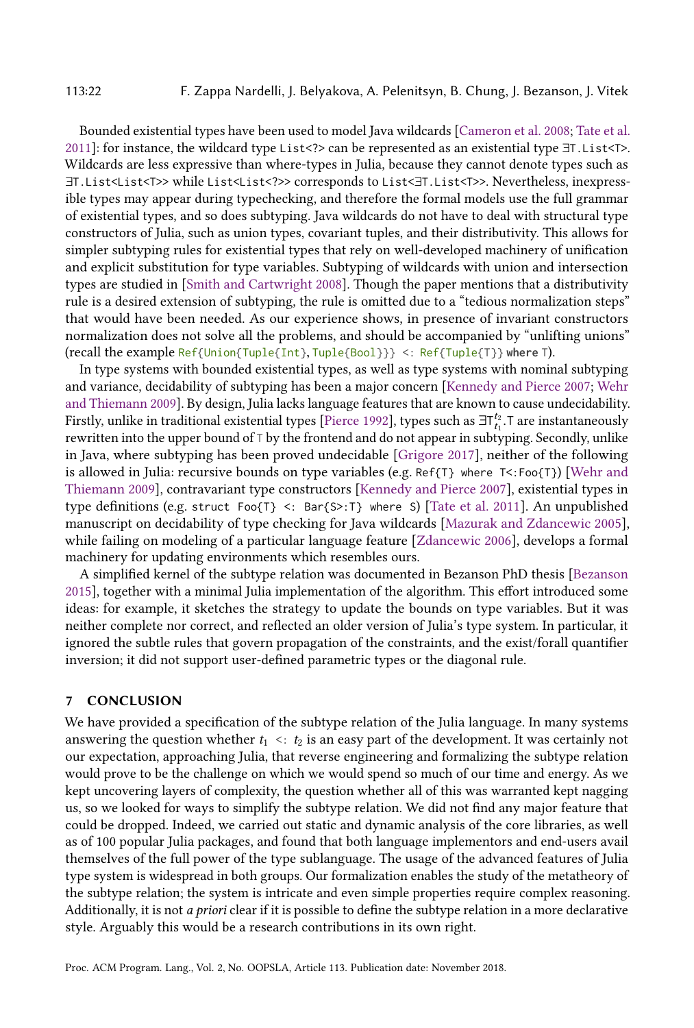Bounded existential types have been used to model Java wildcards [Cameron et al. 2008; Tate et al. 2011]: for instance, the wildcard type `List<?>` can be represented as an existential type `∃T.List<T>`. Wildcards are less expressive than where-types in Julia, because they cannot denote types such as `∃T.List<List<T>>` while `List<List<?>>` corresponds to `List<∃T.List<T>>`. Nevertheless, inexpressible types may appear during typechecking, and therefore the formal models use the full grammar of existential types, and so does subtyping. Java wildcards do not have to deal with structural type constructors of Julia, such as union types, covariant tuples, and their distributivity. This allows for simpler subtyping rules for existential types that rely on well-developed machinery of unification and explicit substitution for type variables. Subtyping of wildcards with union and intersection types are studied in [Smith and Cartwright 2008]. Though the paper mentions that a distributivity rule is a desired extension of subtyping, the rule is omitted due to a "tedious normalization steps" that would have been needed. As our experience shows, in presence of invariant constructors normalization does not solve all the problems, and should be accompanied by "unlifting unions" (recall the example `Ref{Union{Tuple{Int}, Tuple{Bool}}} <: Ref{Tuple{T}} where T`).

In type systems with bounded existential types, as well as type systems with nominal subtyping and variance, decidability of subtyping has been a major concern [Kennedy and Pierce 2007; Wehr and Thiemann 2009]. By design, Julia lacks language features that are known to cause undecidability. Firstly, unlike in traditional existential types [Pierce 1992], types such as $\exists T_{t_1}^{t_2}.T$ are instantaneously rewritten into the upper bound of `T` by the frontend and do not appear in subtyping. Secondly, unlike in Java, where subtyping has been proved undecidable [Grigore 2017], neither of the following is allowed in Julia: recursive bounds on type variables (e.g. `Ref{T} where T<:Foo{T}`) [Wehr and Thiemann 2009], contravariant type constructors [Kennedy and Pierce 2007], existential types in type definitions (e.g. `struct Foo{T} <: Bar{S>:T} where S`) [Tate et al. 2011]. An unpublished manuscript on decidability of type checking for Java wildcards [Mazurak and Zdancewic 2005], while failing on modeling of a particular language feature [Zdancewic 2006], develops a formal machinery for updating environments which resembles ours.

A simplified kernel of the subtype relation was documented in Bezanson PhD thesis [Bezanson 2015], together with a minimal Julia implementation of the algorithm. This effort introduced some ideas: for example, it sketches the strategy to update the bounds on type variables. But it was neither complete nor correct, and reflected an older version of Julia's type system. In particular, it ignored the subtle rules that govern propagation of the constraints, and the exist/forall quantifier inversion; it did not support user-defined parametric types or the diagonal rule.

## 7 CONCLUSION

We have provided a specification of the subtype relation of the Julia language. In many systems answering the question whether $t_1$ `<:` $t_2$ is an easy part of the development. It was certainly not our expectation, approaching Julia, that reverse engineering and formalizing the subtype relation would prove to be the challenge on which we would spend so much of our time and energy. As we kept uncovering layers of complexity, the question whether all of this was warranted kept nagging us, so we looked for ways to simplify the subtype relation. We did not find any major feature that could be dropped. Indeed, we carried out static and dynamic analysis of the core libraries, as well as of 100 popular Julia packages, and found that both language implementors and end-users avail themselves of the full power of the type sublanguage. The usage of the advanced features of Julia type system is widespread in both groups. Our formalization enables the study of the metatheory of the subtype relation; the system is intricate and even simple properties require complex reasoning. Additionally, it is not *a priori* clear if it is possible to define the subtype relation in a more declarative style. Arguably this would be a research contributions in its own right.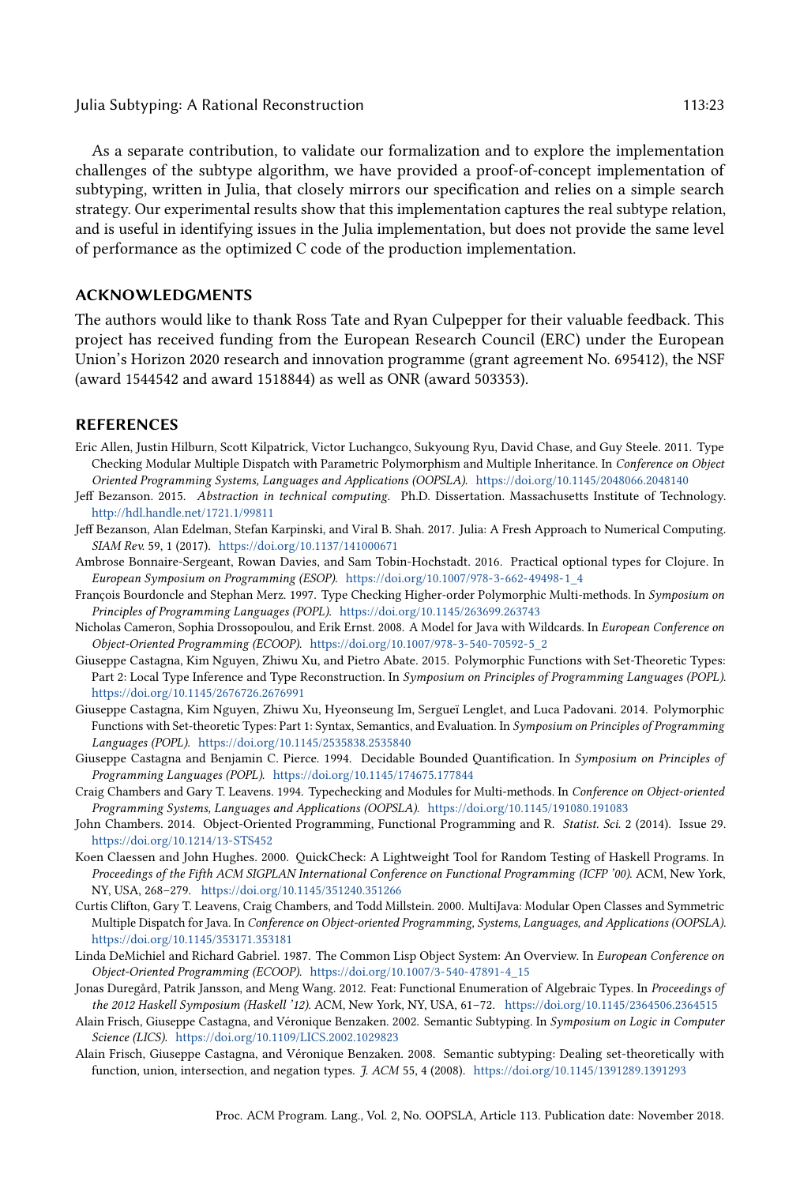As a separate contribution, to validate our formalization and to explore the implementation challenges of the subtype algorithm, we have provided a proof-of-concept implementation of subtyping, written in Julia, that closely mirrors our specification and relies on a simple search strategy. Our experimental results show that this implementation captures the real subtype relation, and is useful in identifying issues in the Julia implementation, but does not provide the same level of performance as the optimized C code of the production implementation.

## ACKNOWLEDGMENTS

The authors would like to thank Ross Tate and Ryan Culpepper for their valuable feedback. This project has received funding from the European Research Council (ERC) under the European Union's Horizon 2020 research and innovation programme (grant agreement No. 695412), the NSF (award 1544542 and award 1518844) as well as ONR (award 503353).

## REFERENCES

Eric Allen, Justin Hilburn, Scott Kilpatrick, Victor Luchangco, Sukyoung Ryu, David Chase, and Guy Steele. 2011. Type Checking Modular Multiple Dispatch with Parametric Polymorphism and Multiple Inheritance. In *Conference on Object Oriented Programming Systems, Languages and Applications (OOPSLA)*. https://doi.org/10.1145/2048066.2048140

Jeff Bezanson. 2015. *Abstraction in technical computing.* Ph.D. Dissertation. Massachusetts Institute of Technology. http://hdl.handle.net/1721.1/99811

Jeff Bezanson, Alan Edelman, Stefan Karpinski, and Viral B. Shah. 2017. Julia: A Fresh Approach to Numerical Computing. *SIAM Rev.* 59, 1 (2017). https://doi.org/10.1137/141000671

Ambrose Bonnaire-Sergeant, Rowan Davies, and Sam Tobin-Hochstadt. 2016. Practical optional types for Clojure. In *European Symposium on Programming (ESOP)*. https://doi.org/10.1007/978-3-662-49498-1_4

François Bourdoncle and Stephan Merz. 1997. Type Checking Higher-order Polymorphic Multi-methods. In *Symposium on Principles of Programming Languages (POPL)*. https://doi.org/10.1145/263699.263743

Nicholas Cameron, Sophia Drossopoulou, and Erik Ernst. 2008. A Model for Java with Wildcards. In *European Conference on Object-Oriented Programming (ECOOP)*. https://doi.org/10.1007/978-3-540-70592-5_2

Giuseppe Castagna, Kim Nguyen, Zhiwu Xu, and Pietro Abate. 2015. Polymorphic Functions with Set-Theoretic Types: Part 2: Local Type Inference and Type Reconstruction. In *Symposium on Principles of Programming Languages (POPL)*. https://doi.org/10.1145/2676726.2676991

Giuseppe Castagna, Kim Nguyen, Zhiwu Xu, Hyeonseung Im, Sergueï Lenglet, and Luca Padovani. 2014. Polymorphic Functions with Set-theoretic Types: Part 1: Syntax, Semantics, and Evaluation. In *Symposium on Principles of Programming Languages (POPL)*. https://doi.org/10.1145/2535838.2535840

Giuseppe Castagna and Benjamin C. Pierce. 1994. Decidable Bounded Quantification. In *Symposium on Principles of Programming Languages (POPL)*. https://doi.org/10.1145/174675.177844

Craig Chambers and Gary T. Leavens. 1994. Typechecking and Modules for Multi-methods. In *Conference on Object-oriented Programming Systems, Languages and Applications (OOPSLA)*. https://doi.org/10.1145/191080.191083

John Chambers. 2014. Object-Oriented Programming, Functional Programming and R. *Statist. Sci.* 2 (2014). Issue 29. https://doi.org/10.1214/13-STS452

Koen Claessen and John Hughes. 2000. QuickCheck: A Lightweight Tool for Random Testing of Haskell Programs. In *Proceedings of the Fifth ACM SIGPLAN International Conference on Functional Programming (ICFP '00)*. ACM, New York, NY, USA, 268–279. https://doi.org/10.1145/351240.351266

Curtis Clifton, Gary T. Leavens, Craig Chambers, and Todd Millstein. 2000. MultiJava: Modular Open Classes and Symmetric Multiple Dispatch for Java. In *Conference on Object-oriented Programming, Systems, Languages, and Applications (OOPSLA)*. https://doi.org/10.1145/353171.353181

Linda DeMichiel and Richard Gabriel. 1987. The Common Lisp Object System: An Overview. In *European Conference on Object-Oriented Programming (ECOOP)*. https://doi.org/10.1007/3-540-47891-4_15

Jonas Duregård, Patrik Jansson, and Meng Wang. 2012. Feat: Functional Enumeration of Algebraic Types. In *Proceedings of the 2012 Haskell Symposium (Haskell '12)*. ACM, New York, NY, USA, 61–72. https://doi.org/10.1145/2364506.2364515

Alain Frisch, Giuseppe Castagna, and Véronique Benzaken. 2002. Semantic Subtyping. In *Symposium on Logic in Computer Science (LICS)*. https://doi.org/10.1109/LICS.2002.1029823

Alain Frisch, Giuseppe Castagna, and Véronique Benzaken. 2008. Semantic subtyping: Dealing set-theoretically with function, union, intersection, and negation types. *J. ACM* 55, 4 (2008). https://doi.org/10.1145/1391289.1391293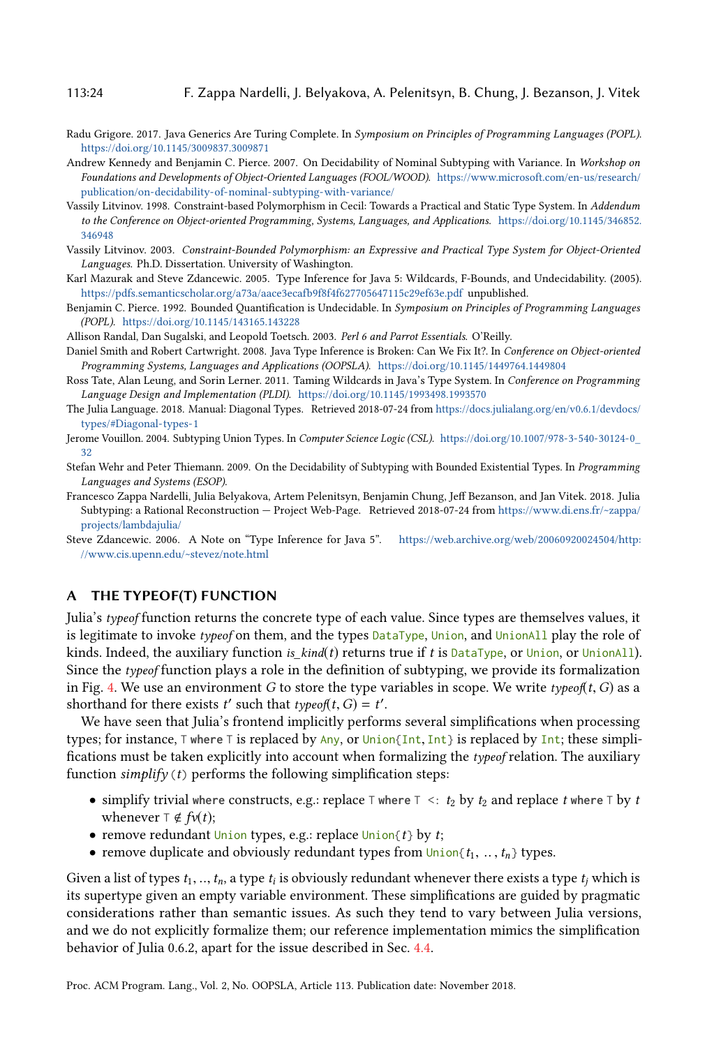Radu Grigore. 2017. Java Generics Are Turing Complete. In *Symposium on Principles of Programming Languages (POPL)*. https://doi.org/10.1145/3009837.3009871

Andrew Kennedy and Benjamin C. Pierce. 2007. On Decidability of Nominal Subtyping with Variance. In *Workshop on Foundations and Developments of Object-Oriented Languages (FOOL/WOOD)*. https://www.microsoft.com/en-us/research/publication/on-decidability-of-nominal-subtyping-with-variance/

Vassily Litvinov. 1998. Constraint-based Polymorphism in Cecil: Towards a Practical and Static Type System. In *Addendum to the Conference on Object-oriented Programming, Systems, Languages, and Applications*. https://doi.org/10.1145/346852.346948

Vassily Litvinov. 2003. *Constraint-Bounded Polymorphism: an Expressive and Practical Type System for Object-Oriented Languages*. Ph.D. Dissertation. University of Washington.

Karl Mazurak and Steve Zdancewic. 2005. Type Inference for Java 5: Wildcards, F-Bounds, and Undecidability. (2005). https://pdfs.semanticscholar.org/a73a/aace3ecafb9f8f4f627705647115c29ef63e.pdf unpublished.

Benjamin C. Pierce. 1992. Bounded Quantification is Undecidable. In *Symposium on Principles of Programming Languages (POPL)*. https://doi.org/10.1145/143165.143228

Allison Randal, Dan Sugalski, and Leopold Toetsch. 2003. *Perl 6 and Parrot Essentials*. O'Reilly.

Daniel Smith and Robert Cartwright. 2008. Java Type Inference is Broken: Can We Fix It?. In *Conference on Object-oriented Programming Systems, Languages and Applications (OOPSLA)*. https://doi.org/10.1145/1449764.1449804

Ross Tate, Alan Leung, and Sorin Lerner. 2011. Taming Wildcards in Java's Type System. In *Conference on Programming Language Design and Implementation (PLDI)*. https://doi.org/10.1145/1993498.1993570

The Julia Language. 2018. Manual: Diagonal Types. Retrieved 2018-07-24 from https://docs.julialang.org/en/v0.6.1/devdocs/types/#Diagonal-types-1

Jerome Vouillon. 2004. Subtyping Union Types. In *Computer Science Logic (CSL)*. https://doi.org/10.1007/978-3-540-30124-0_32

Stefan Wehr and Peter Thiemann. 2009. On the Decidability of Subtyping with Bounded Existential Types. In *Programming Languages and Systems (ESOP)*.

Francesco Zappa Nardelli, Julia Belyakova, Artem Pelenitsyn, Benjamin Chung, Jeff Bezanson, and Jan Vitek. 2018. Julia Subtyping: a Rational Reconstruction — Project Web-Page. Retrieved 2018-07-24 from https://www.di.ens.fr/~zappa/projects/lambdajulia/

Steve Zdancewic. 2006. A Note on "Type Inference for Java 5". https://web.archive.org/web/20060920024504/http://www.cis.upenn.edu/~stevez/note.html

## A THE TYPEOF(T) FUNCTION

Julia's *typeof* function returns the concrete type of each value. Since types are themselves values, it is legitimate to invoke *typeof* on them, and the types `DataType`, `Union`, and `UnionAll` play the role of kinds. Indeed, the auxiliary function $is\_kind(t)$ returns true if $t$ is `DataType`, or `Union`, or `UnionAll`). Since the *typeof* function plays a role in the definition of subtyping, we provide its formalization in Fig. 4. We use an environment $G$ to store the type variables in scope. We write $typeof(t, G)$ as a shorthand for there exists $t'$ such that $typeof(t, G) = t'$.

We have seen that Julia's frontend implicitly performs several simplifications when processing types; for instance, `T where T` is replaced by `Any`, or `Union{Int, Int}` is replaced by `Int`; these simplifications must be taken explicitly into account when formalizing the *typeof* relation. The auxiliary function *simplify* $(t)$ performs the following simplification steps:

- simplify trivial `where` constructs, e.g.: replace `T where T <:` $t_2$ by $t_2$ and replace $t$ `where T` by $t$ whenever `T` $\notin fv(t)$;
- remove redundant `Union` types, e.g.: replace `Union{`$t$`}` by $t$;
- remove duplicate and obviously redundant types from `Union{`$t_1, .., t_n$`}` types.

Given a list of types $t_1, .., t_n$, a type $t_i$ is obviously redundant whenever there exists a type $t_j$ which is its supertype given an empty variable environment. These simplifications are guided by pragmatic considerations rather than semantic issues. As such they tend to vary between Julia versions, and we do not explicitly formalize them; our reference implementation mimics the simplification behavior of Julia 0.6.2, apart for the issue described in Sec. 4.4.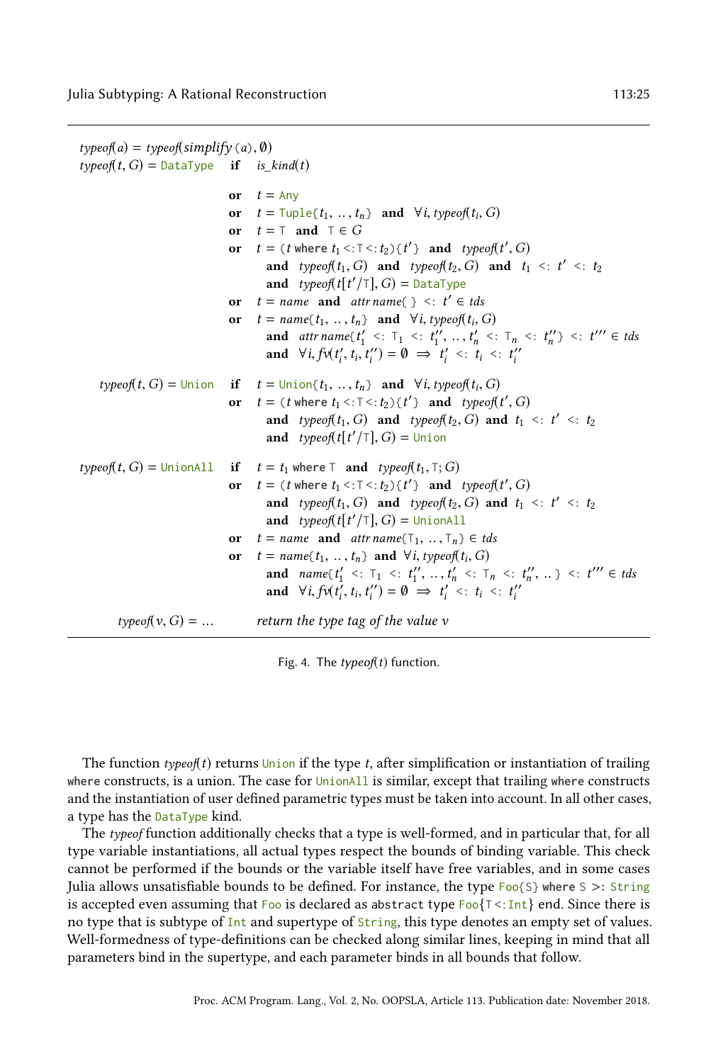$$
\begin{array}{lll}
\mathit{typeof}(a) = \mathit{typeof}(\mathit{simplify}\,(a), \emptyset) & & \\
\mathit{typeof}(t, G) = \texttt{DataType} & \textbf{if} & \mathit{is\_kind}(t) \\
& \textbf{or} & t = \texttt{Any} \\
& \textbf{or} & t = \texttt{Tuple}\{t_1, \ldots, t_n\} \ \ \textbf{and} \ \ \forall i, \mathit{typeof}(t_i, G) \\
& \textbf{or} & t = \mathtt{T} \ \ \textbf{and} \ \ \mathtt{T} \in G \\
& \textbf{or} & t = (t \ \textbf{where} \ t_1 \mathrel{<:} \mathtt{T} \mathrel{<:} t_2)\{t'\} \ \ \textbf{and} \ \ \mathit{typeof}(t', G) \\
& & \quad \textbf{and} \ \ \mathit{typeof}(t_1, G) \ \ \textbf{and} \ \ \mathit{typeof}(t_2, G) \ \ \textbf{and} \ \ t_1 \mathrel{<:} t' \mathrel{<:} t_2 \\
& & \quad \textbf{and} \ \ \mathit{typeof}(t[t'/\mathtt{T}], G) = \texttt{DataType} \\
& \textbf{or} & t = \mathit{name} \ \ \textbf{and} \ \ \mathit{attr}\,\mathit{name}\{\,\} \mathrel{<:} t' \in \mathit{tds} \\
& \textbf{or} & t = \mathit{name}\{t_1, \ldots, t_n\} \ \ \textbf{and} \ \ \forall i, \mathit{typeof}(t_i, G) \\
& & \quad \textbf{and} \ \ \mathit{attr}\,\mathit{name}\{t_1' \mathrel{<:} \mathtt{T}_1 \mathrel{<:} t_1'', \ldots, t_n' \mathrel{<:} \mathtt{T}_n \mathrel{<:} t_n''\} \mathrel{<:} t''' \in \mathit{tds} \\
& & \quad \textbf{and} \ \ \forall i, \mathit{fv}(t_i', t_i, t_i'') = \emptyset \implies t_i' \mathrel{<:} t_i \mathrel{<:} t_i'' \\
\mathit{typeof}(t, G) = \texttt{Union} & \textbf{if} & t = \texttt{Union}\{t_1, \ldots, t_n\} \ \ \textbf{and} \ \ \forall i, \mathit{typeof}(t_i, G) \\
& \textbf{or} & t = (t \ \textbf{where} \ t_1 \mathrel{<:} \mathtt{T} \mathrel{<:} t_2)\{t'\} \ \ \textbf{and} \ \ \mathit{typeof}(t', G) \\
& & \quad \textbf{and} \ \ \mathit{typeof}(t_1, G) \ \ \textbf{and} \ \ \mathit{typeof}(t_2, G) \ \ \textbf{and} \ \ t_1 \mathrel{<:} t' \mathrel{<:} t_2 \\
& & \quad \textbf{and} \ \ \mathit{typeof}(t[t'/\mathtt{T}], G) = \texttt{Union} \\
\mathit{typeof}(t, G) = \texttt{UnionAll} & \textbf{if} & t = t_1 \ \textbf{where} \ \mathtt{T} \ \ \textbf{and} \ \ \mathit{typeof}(t_1, \mathtt{T}; G) \\
& \textbf{or} & t = (t \ \textbf{where} \ t_1 \mathrel{<:} \mathtt{T} \mathrel{<:} t_2)\{t'\} \ \ \textbf{and} \ \ \mathit{typeof}(t', G) \\
& & \quad \textbf{and} \ \ \mathit{typeof}(t_1, G) \ \ \textbf{and} \ \ \mathit{typeof}(t_2, G) \ \ \textbf{and} \ \ t_1 \mathrel{<:} t' \mathrel{<:} t_2 \\
& & \quad \textbf{and} \ \ \mathit{typeof}(t[t'/\mathtt{T}], G) = \texttt{UnionAll} \\
& \textbf{or} & t = \mathit{name} \ \ \textbf{and} \ \ \mathit{attr}\,\mathit{name}\{\mathtt{T}_1, \ldots, \mathtt{T}_n\} \in \mathit{tds} \\
& \textbf{or} & t = \mathit{name}\{t_1, \ldots, t_n\} \ \ \textbf{and} \ \ \forall i, \mathit{typeof}(t_i, G) \\
& & \quad \textbf{and} \ \ \mathit{name}\{t_1' \mathrel{<:} \mathtt{T}_1 \mathrel{<:} t_1'', \ldots, t_n' \mathrel{<:} \mathtt{T}_n \mathrel{<:} t_n'', \ldots\} \mathrel{<:} t''' \in \mathit{tds} \\
& & \quad \textbf{and} \ \ \forall i, \mathit{fv}(t_i', t_i, t_i'') = \emptyset \implies t_i' \mathrel{<:} t_i \mathrel{<:} t_i'' \\
\mathit{typeof}(v, G) = \ldots & & \textit{return the type tag of the value } v
\end{array}
$$

Fig. 4. The $\mathit{typeof}(t)$ function.

The function $\mathit{typeof}(t)$ returns `Union` if the type $t$, after simplification or instantiation of trailing **where** constructs, is a union. The case for `UnionAll` is similar, except that trailing **where** constructs and the instantiation of user defined parametric types must be taken into account. In all other cases, a type has the `DataType` kind.

The *typeof* function additionally checks that a type is well-formed, and in particular that, for all type variable instantiations, all actual types respect the bounds of binding variable. This check cannot be performed if the bounds or the variable itself have free variables, and in some cases Julia allows unsatisfiable bounds to be defined. For instance, the type `Foo{S} where S >: String` is accepted even assuming that `Foo` is declared as `abstract type Foo{T<:Int} end`. Since there is no type that is subtype of `Int` and supertype of `String`, this type denotes an empty set of values. Well-formedness of type-definitions can be checked along similar lines, keeping in mind that all parameters bind in the supertype, and each parameter binds in all bounds that follow.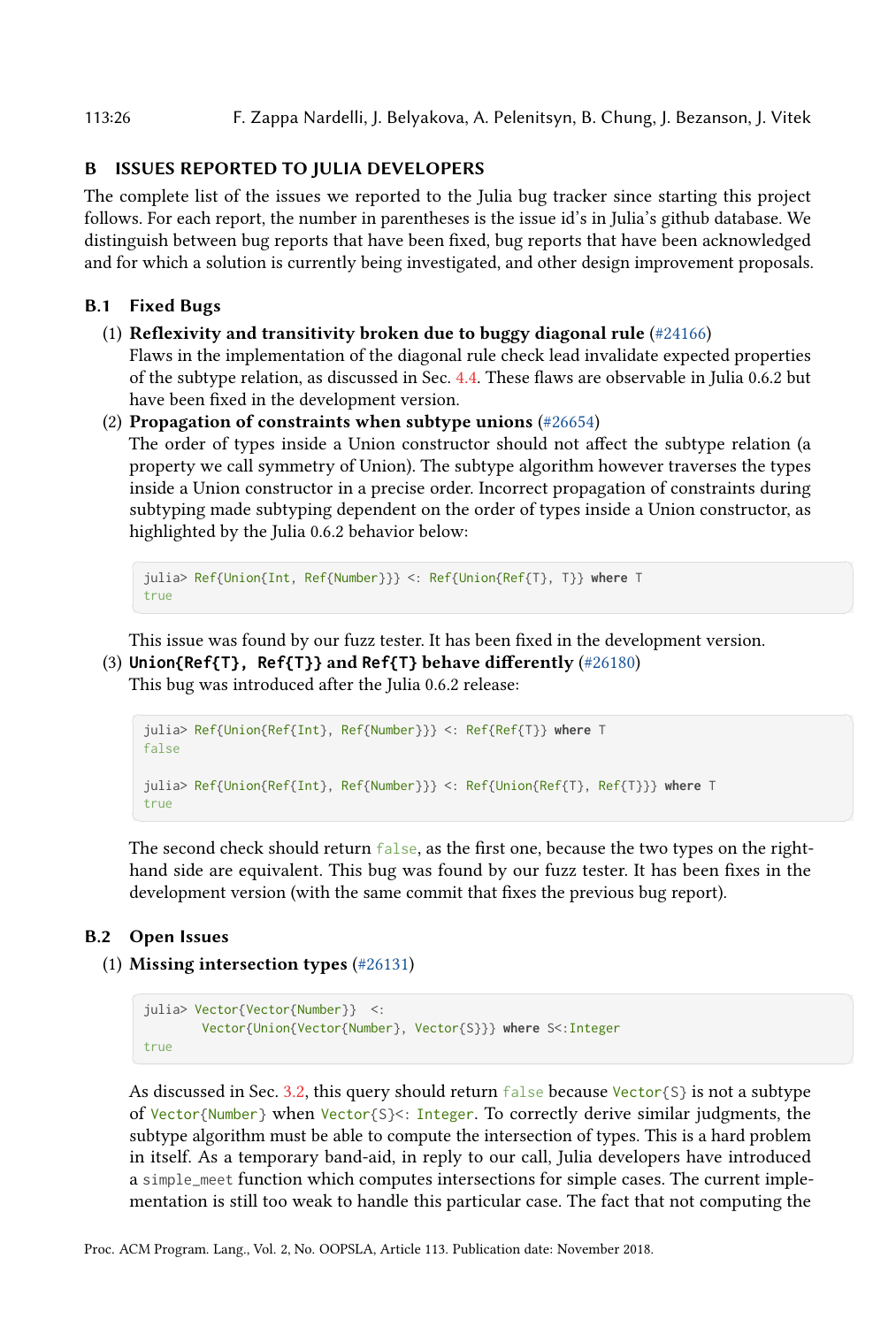## B ISSUES REPORTED TO JULIA DEVELOPERS

The complete list of the issues we reported to the Julia bug tracker since starting this project follows. For each report, the number in parentheses is the issue id's in Julia's github database. We distinguish between bug reports that have been fixed, bug reports that have been acknowledged and for which a solution is currently being investigated, and other design improvement proposals.

### B.1 Fixed Bugs

(1) **Reflexivity and transitivity broken due to buggy diagonal rule** (#24166)
Flaws in the implementation of the diagonal rule check lead invalidate expected properties of the subtype relation, as discussed in Sec. 4.4. These flaws are observable in Julia 0.6.2 but have been fixed in the development version.

(2) **Propagation of constraints when subtype unions** (#26654)
The order of types inside a Union constructor should not affect the subtype relation (a property we call symmetry of Union). The subtype algorithm however traverses the types inside a Union constructor in a precise order. Incorrect propagation of constraints during subtyping made subtyping dependent on the order of types inside a Union constructor, as highlighted by the Julia 0.6.2 behavior below:

```
julia> Ref{Union{Int, Ref{Number}}} <: Ref{Union{Ref{T}, T}} where T
true
```

This issue was found by our fuzz tester. It has been fixed in the development version.

(3) **`Union{Ref{T}, Ref{T}}` and `Ref{T}` behave differently** (#26180)
This bug was introduced after the Julia 0.6.2 release:

```
julia> Ref{Union{Ref{Int}, Ref{Number}}} <: Ref{Ref{T}} where T
false

julia> Ref{Union{Ref{Int}, Ref{Number}}} <: Ref{Union{Ref{T}, Ref{T}}} where T
true
```

The second check should return `false`, as the first one, because the two types on the right-hand side are equivalent. This bug was found by our fuzz tester. It has been fixes in the development version (with the same commit that fixes the previous bug report).

### B.2 Open Issues

(1) **Missing intersection types** (#26131)

```
julia> Vector{Vector{Number}}  <:
         Vector{Union{Vector{Number}, Vector{S}}} where S<:Integer
true
```

As discussed in Sec. 3.2, this query should return `false` because `Vector{S}` is not a subtype of `Vector{Number}` when `Vector{S}<: Integer`. To correctly derive similar judgments, the subtype algorithm must be able to compute the intersection of types. This is a hard problem in itself. As a temporary band-aid, in reply to our call, Julia developers have introduced a `simple_meet` function which computes intersections for simple cases. The current implementation is still too weak to handle this particular case. The fact that not computing the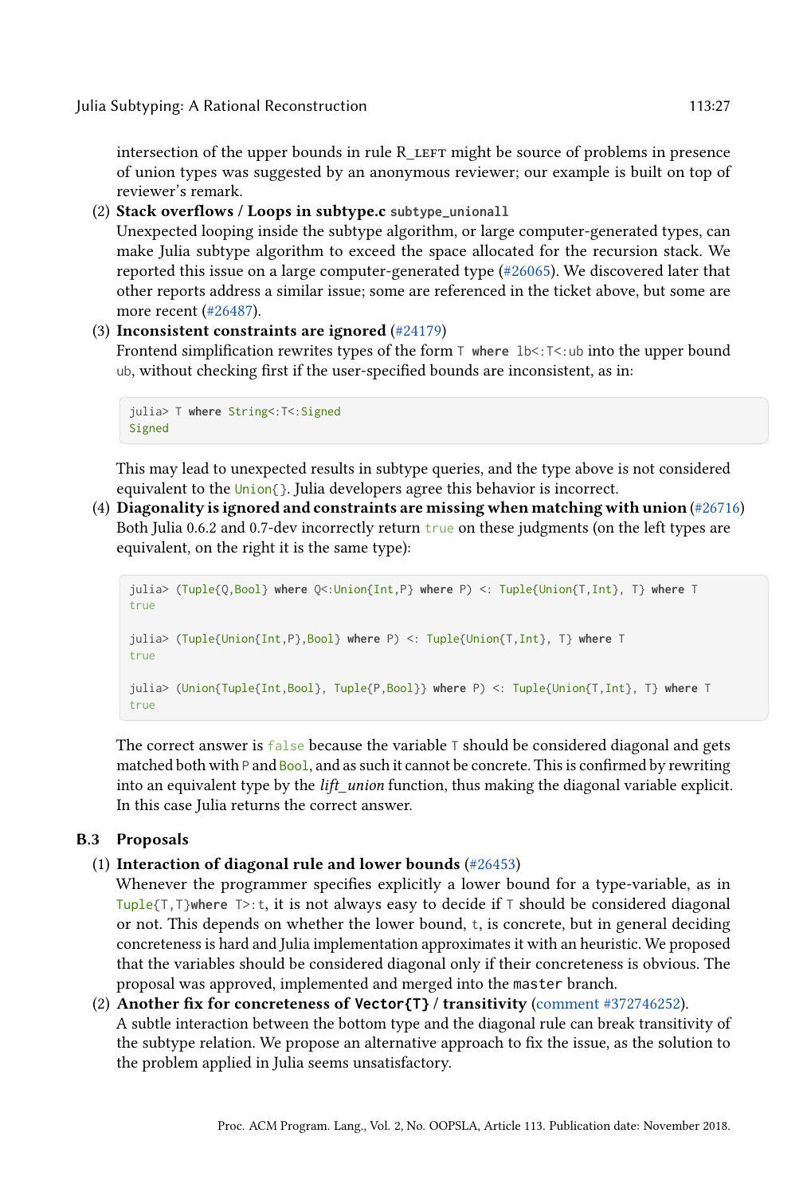intersection of the upper bounds in rule R_LEFT might be source of problems in presence of union types was suggested by an anonymous reviewer; our example is built on top of reviewer's remark.

(2) **Stack overflows / Loops in subtype.c** `subtype_unionall`
Unexpected looping inside the subtype algorithm, or large computer-generated types, can make Julia subtype algorithm to exceed the space allocated for the recursion stack. We reported this issue on a large computer-generated type (#26065). We discovered later that other reports address a similar issue; some are referenced in the ticket above, but some are more recent (#26487).

(3) **Inconsistent constraints are ignored** (#24179)
Frontend simplification rewrites types of the form `T where lb<:T<:ub` into the upper bound `ub`, without checking first if the user-specified bounds are inconsistent, as in:

```
julia> T where String<:T<:Signed
Signed
```

This may lead to unexpected results in subtype queries, and the type above is not considered equivalent to the `Union{}`. Julia developers agree this behavior is incorrect.

(4) **Diagonality is ignored and constraints are missing when matching with union** (#26716)
Both Julia 0.6.2 and 0.7-dev incorrectly return `true` on these judgments (on the left types are equivalent, on the right it is the same type):

```
julia> (Tuple{Q,Bool} where Q<:Union{Int,P} where P) <: Tuple{Union{T,Int}, T} where T
true

julia> (Tuple{Union{Int,P},Bool} where P) <: Tuple{Union{T,Int}, T} where T
true

julia> (Union{Tuple{Int,Bool}, Tuple{P,Bool}} where P) <: Tuple{Union{T,Int}, T} where T
true
```

The correct answer is `false` because the variable `T` should be considered diagonal and gets matched both with `P` and `Bool`, and as such it cannot be concrete. This is confirmed by rewriting into an equivalent type by the *lift_union* function, thus making the diagonal variable explicit. In this case Julia returns the correct answer.

### B.3 Proposals

(1) **Interaction of diagonal rule and lower bounds** (#26453)
Whenever the programmer specifies explicitly a lower bound for a type-variable, as in `Tuple{T,T}where T>:t`, it is not always easy to decide if `T` should be considered diagonal or not. This depends on whether the lower bound, `t`, is concrete, but in general deciding concreteness is hard and Julia implementation approximates it with an heuristic. We proposed that the variables should be considered diagonal only if their concreteness is obvious. The proposal was approved, implemented and merged into the `master` branch.

(2) **Another fix for concreteness of `Vector{T}` / transitivity** (comment #372746252).
A subtle interaction between the bottom type and the diagonal rule can break transitivity of the subtype relation. We propose an alternative approach to fix the issue, as the solution to the problem applied in Julia seems unsatisfactory.